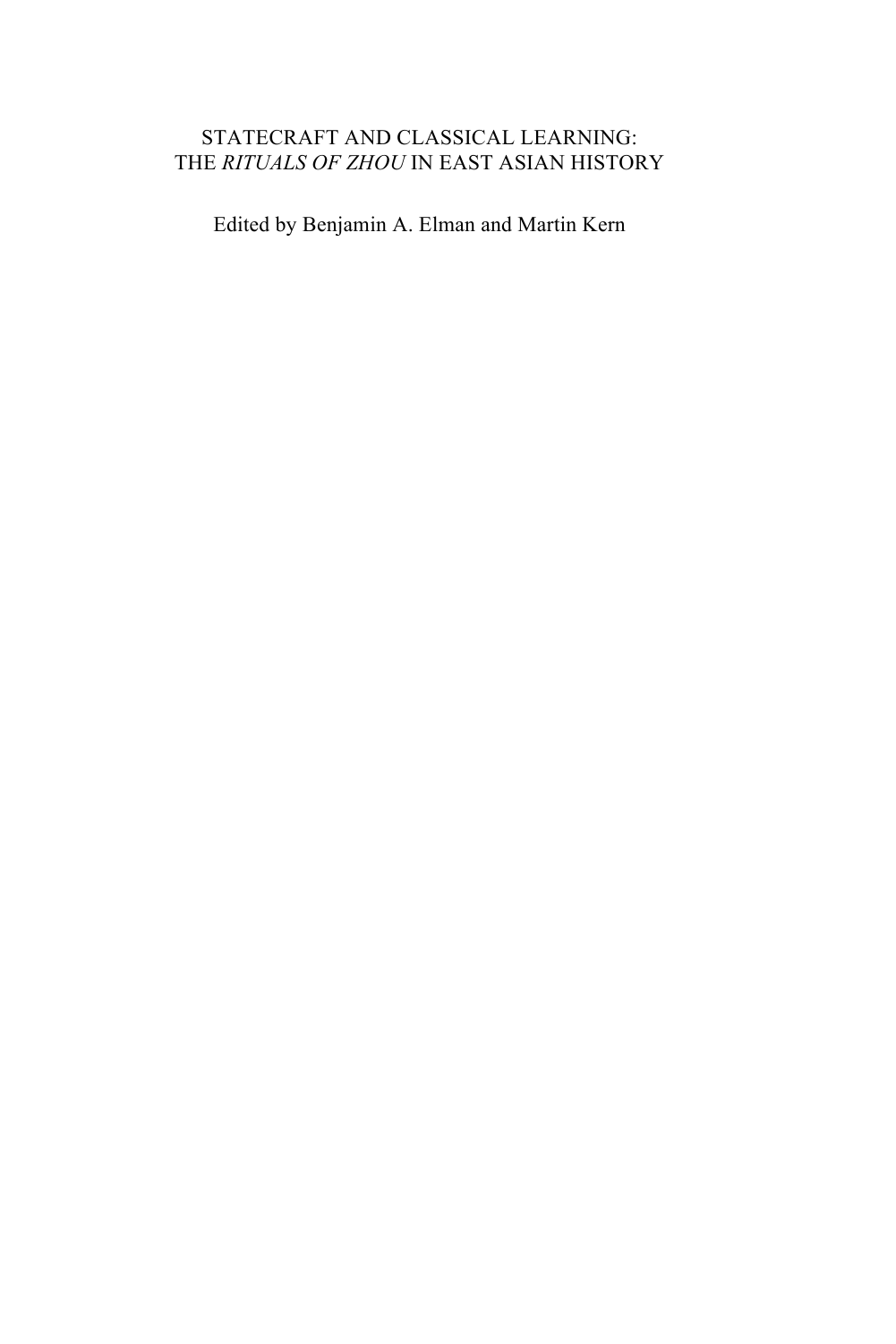# STATECRAFT AND CLASSICAL LEARNING: THE *RITUALS OF ZHOU* IN EAST ASIAN HISTORY

Edited by Benjamin A. Elman and Martin Kern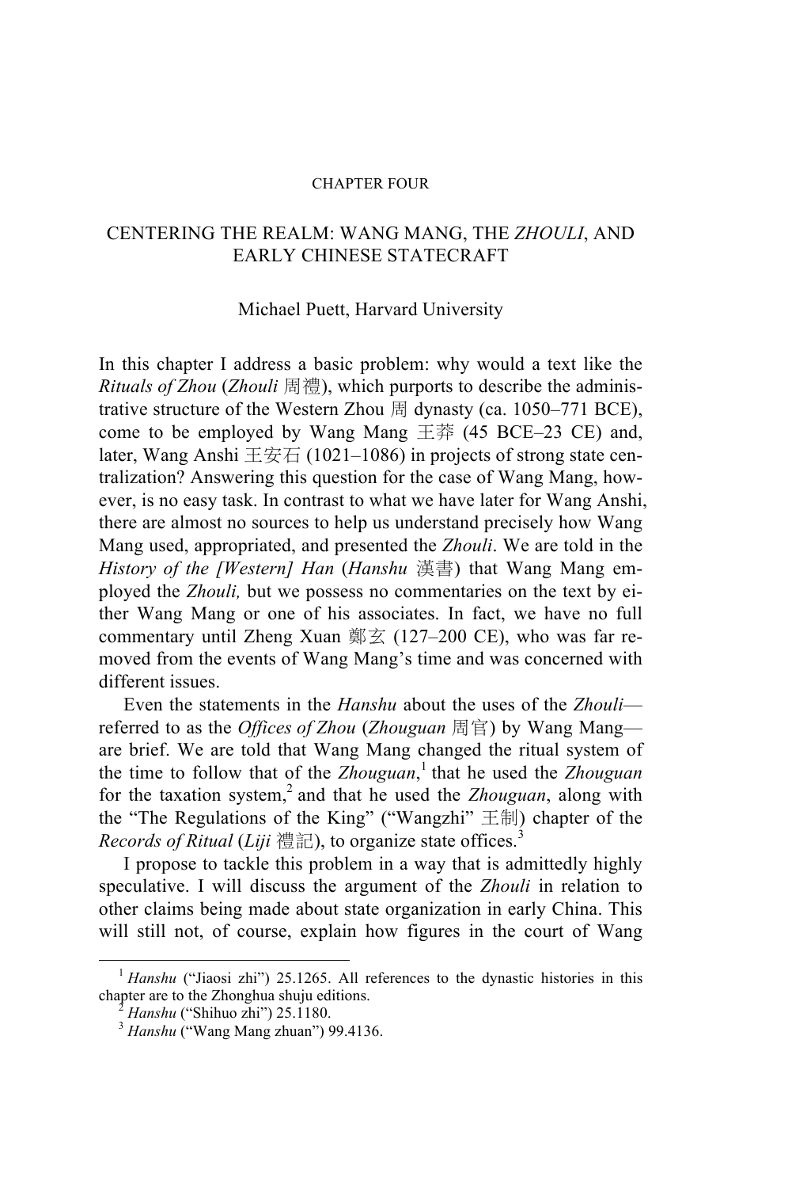CHAPTER FOUR

# CENTERING THE REALM: WANG MANG, THE *ZHOULI*, AND EARLY CHINESE STATECRAFT

Michael Puett, Harvard University

In this chapter I address a basic problem: why would a text like the *Rituals of Zhou* (*Zhouli* 周禮), which purports to describe the administrative structure of the Western Zhou 周 dynasty (ca. 1050–771 BCE), come to be employed by Wang Mang 王莽 (45 BCE–23 CE) and, later, Wang Anshi 王安石 (1021–1086) in projects of strong state centralization? Answering this question for the case of Wang Mang, however, is no easy task. In contrast to what we have later for Wang Anshi, there are almost no sources to help us understand precisely how Wang Mang used, appropriated, and presented the *Zhouli*. We are told in the *History of the [Western] Han* (*Hanshu* 漢書) that Wang Mang employed the *Zhouli,* but we possess no commentaries on the text by either Wang Mang or one of his associates. In fact, we have no full commentary until Zheng Xuan 鄭玄 (127–200 CE), who was far removed from the events of Wang Mang's time and was concerned with different issues.

Even the statements in the *Hanshu* about the uses of the *Zhouli*—referred to as the *Offices of Zhou* (*Zhouguan* 周官) by Wang Mang—are brief. We are told that Wang Mang changed the ritual system of the time to follow that of the *Zhouguan*,[1] that he used the *Zhouguan* for the taxation system,[2] and that he used the *Zhouguan*, along with the "The Regulations of the King" ("Wangzhi" 王制) chapter of the *Records of Ritual* (*Liji* 禮記), to organize state offices.[3]

I propose to tackle this problem in a way that is admittedly highly speculative. I will discuss the argument of the *Zhouli* in relation to other claims being made about state organization in early China. This will still not, of course, explain how figures in the court of Wang

[1] *Hanshu* ("Jiaosi zhi") 25.1265. All references to the dynastic histories in this chapter are to the Zhonghua shuju editions.

[2] *Hanshu* ("Shihuo zhi") 25.1180.

[3] *Hanshu* ("Wang Mang zhuan") 99.4136.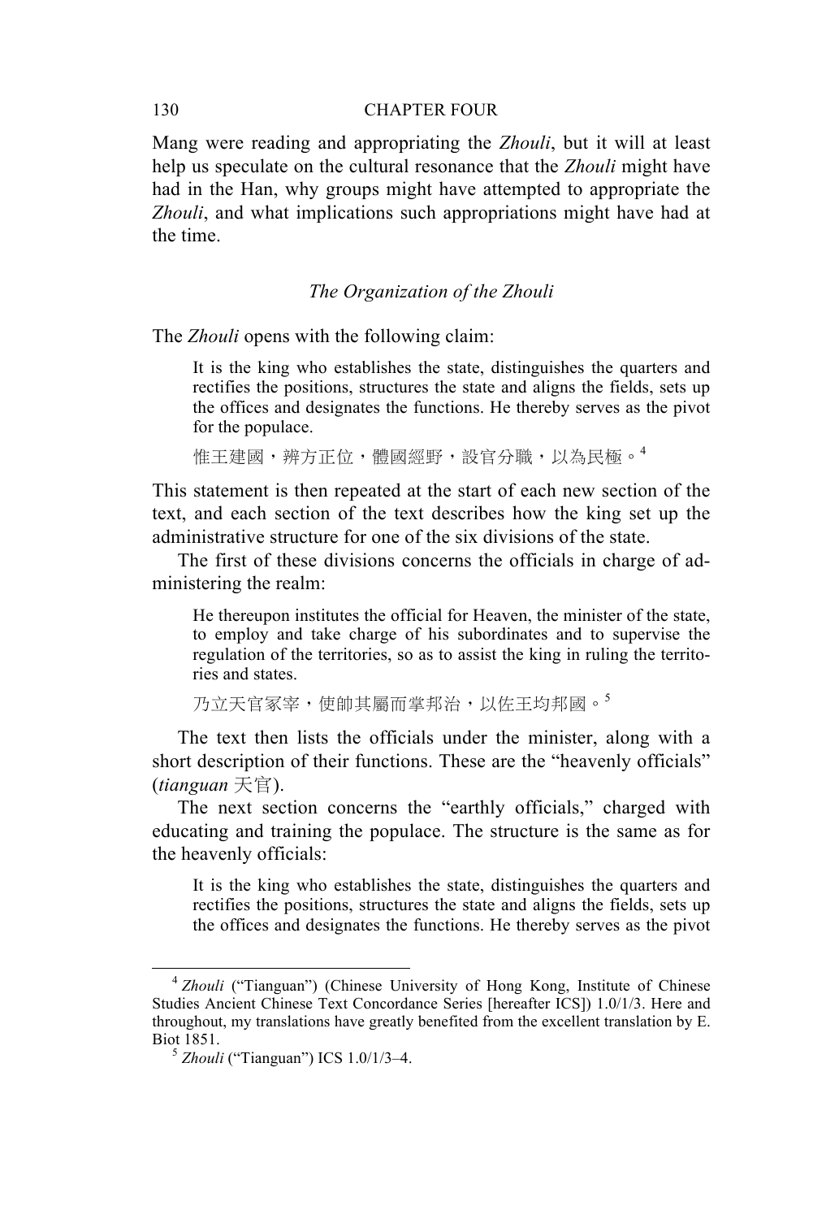Mang were reading and appropriating the *Zhouli*, but it will at least help us speculate on the cultural resonance that the *Zhouli* might have had in the Han, why groups might have attempted to appropriate the *Zhouli*, and what implications such appropriations might have had at the time.

### *The Organization of the Zhouli*

The *Zhouli* opens with the following claim:

> It is the king who establishes the state, distinguishes the quarters and rectifies the positions, structures the state and aligns the fields, sets up the offices and designates the functions. He thereby serves as the pivot for the populace.
>
> 惟王建國，辨方正位，體國經野，設官分職，以為民極。[4]

This statement is then repeated at the start of each new section of the text, and each section of the text describes how the king set up the administrative structure for one of the six divisions of the state.

The first of these divisions concerns the officials in charge of administering the realm:

> He thereupon institutes the official for Heaven, the minister of the state, to employ and take charge of his subordinates and to supervise the regulation of the territories, so as to assist the king in ruling the territories and states.
>
> 乃立天官冢宰，使帥其屬而掌邦治，以佐王均邦國。[5]

The text then lists the officials under the minister, along with a short description of their functions. These are the "heavenly officials" (*tianguan* 天官).

The next section concerns the "earthly officials," charged with educating and training the populace. The structure is the same as for the heavenly officials:

> It is the king who establishes the state, distinguishes the quarters and rectifies the positions, structures the state and aligns the fields, sets up the offices and designates the functions. He thereby serves as the pivot

---

[4] *Zhouli* ("Tianguan") (Chinese University of Hong Kong, Institute of Chinese Studies Ancient Chinese Text Concordance Series [hereafter ICS]) 1.0/1/3. Here and throughout, my translations have greatly benefited from the excellent translation by E. Biot 1851.

[5] *Zhouli* ("Tianguan") ICS 1.0/1/3–4.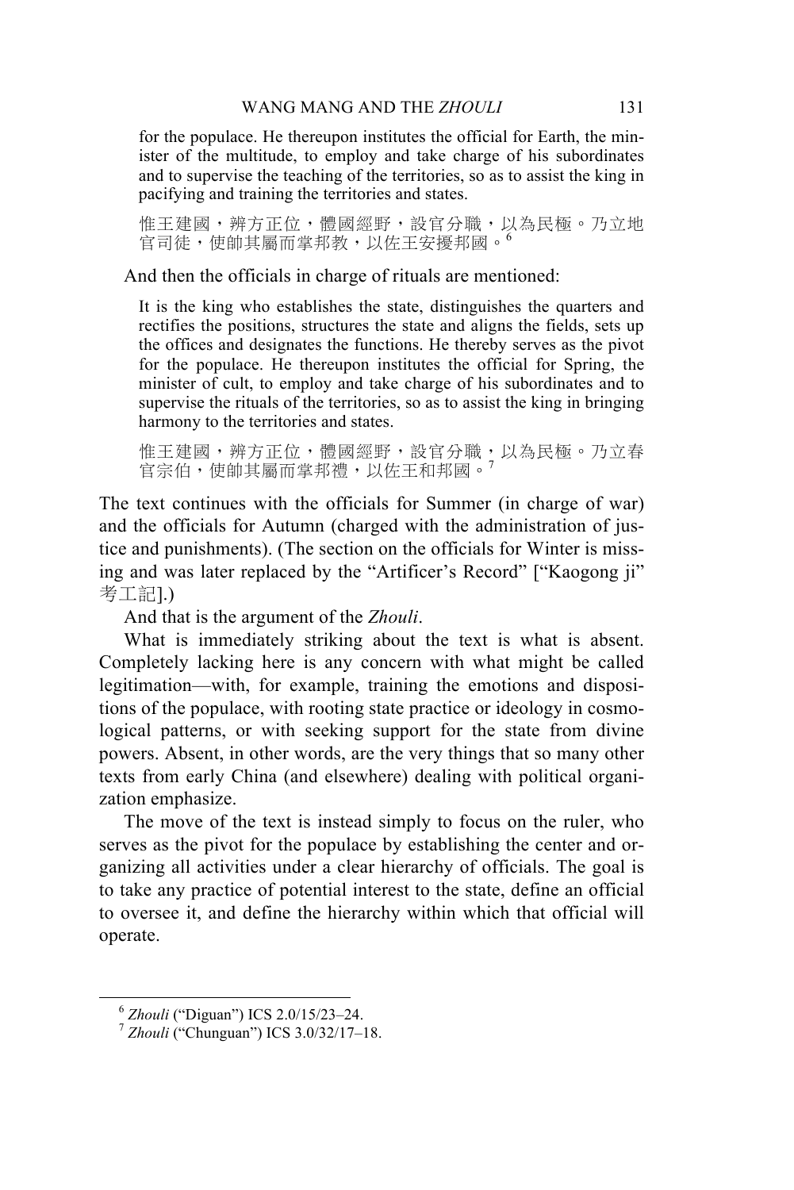> for the populace. He thereupon institutes the official for Earth, the minister of the multitude, to employ and take charge of his subordinates and to supervise the teaching of the territories, so as to assist the king in pacifying and training the territories and states.
>
> 惟王建國，辨方正位，體國經野，設官分職，以為民極。乃立地官司徒，使帥其屬而掌邦教，以佐王安擾邦國。[6]

And then the officials in charge of rituals are mentioned:

> It is the king who establishes the state, distinguishes the quarters and rectifies the positions, structures the state and aligns the fields, sets up the offices and designates the functions. He thereby serves as the pivot for the populace. He thereupon institutes the official for Spring, the minister of cult, to employ and take charge of his subordinates and to supervise the rituals of the territories, so as to assist the king in bringing harmony to the territories and states.
>
> 惟王建國，辨方正位，體國經野，設官分職，以為民極。乃立春官宗伯，使帥其屬而掌邦禮，以佐王和邦國。[7]

The text continues with the officials for Summer (in charge of war) and the officials for Autumn (charged with the administration of justice and punishments). (The section on the officials for Winter is missing and was later replaced by the "Artificer's Record" ["Kaogong ji" 考工記].)

And that is the argument of the *Zhouli*.

What is immediately striking about the text is what is absent. Completely lacking here is any concern with what might be called legitimation—with, for example, training the emotions and dispositions of the populace, with rooting state practice or ideology in cosmological patterns, or with seeking support for the state from divine powers. Absent, in other words, are the very things that so many other texts from early China (and elsewhere) dealing with political organization emphasize.

The move of the text is instead simply to focus on the ruler, who serves as the pivot for the populace by establishing the center and organizing all activities under a clear hierarchy of officials. The goal is to take any practice of potential interest to the state, define an official to oversee it, and define the hierarchy within which that official will operate.

---

[6] *Zhouli* ("Diguan") ICS 2.0/15/23–24.

[7] *Zhouli* ("Chunguan") ICS 3.0/32/17–18.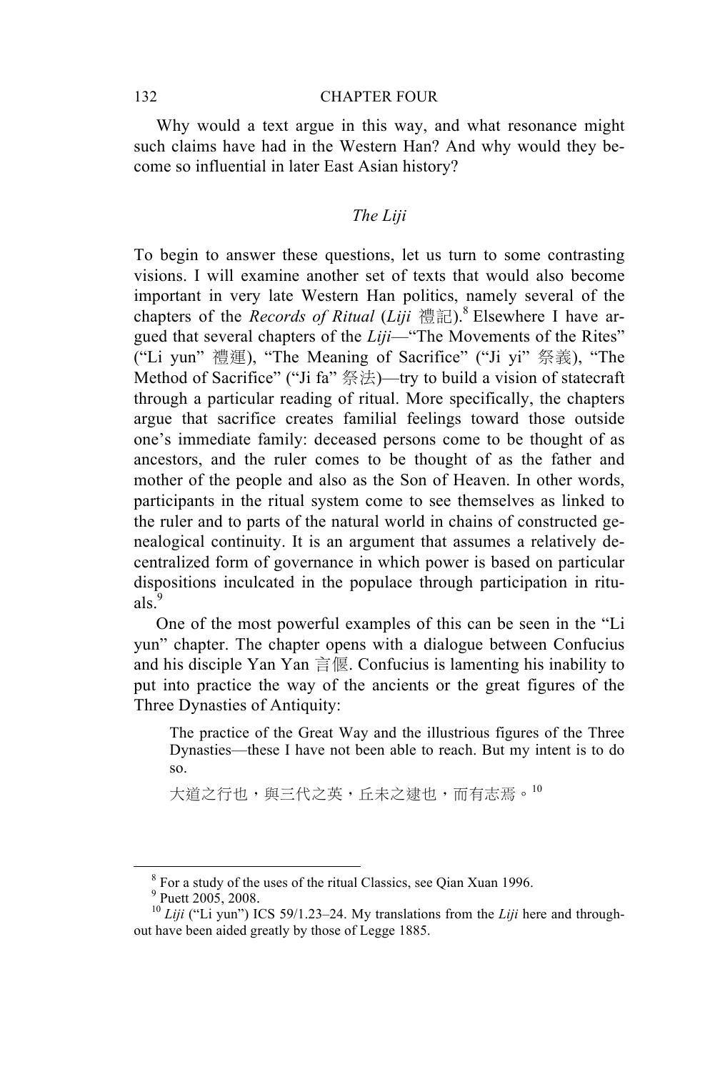Why would a text argue in this way, and what resonance might such claims have had in the Western Han? And why would they become so influential in later East Asian history?

## *The Liji*

To begin to answer these questions, let us turn to some contrasting visions. I will examine another set of texts that would also become important in very late Western Han politics, namely several of the chapters of the *Records of Ritual* (*Liji* 禮記).[8] Elsewhere I have argued that several chapters of the *Liji*—"The Movements of the Rites" ("Li yun" 禮運), "The Meaning of Sacrifice" ("Ji yi" 祭義), "The Method of Sacrifice" ("Ji fa" 祭法)—try to build a vision of statecraft through a particular reading of ritual. More specifically, the chapters argue that sacrifice creates familial feelings toward those outside one's immediate family: deceased persons come to be thought of as ancestors, and the ruler comes to be thought of as the father and mother of the people and also as the Son of Heaven. In other words, participants in the ritual system come to see themselves as linked to the ruler and to parts of the natural world in chains of constructed genealogical continuity. It is an argument that assumes a relatively decentralized form of governance in which power is based on particular dispositions inculcated in the populace through participation in rituals.[9]

One of the most powerful examples of this can be seen in the "Li yun" chapter. The chapter opens with a dialogue between Confucius and his disciple Yan Yan 言偃. Confucius is lamenting his inability to put into practice the way of the ancients or the great figures of the Three Dynasties of Antiquity:

> The practice of the Great Way and the illustrious figures of the Three Dynasties—these I have not been able to reach. But my intent is to do so.
>
> 大道之行也，與三代之英，丘未之逮也，而有志焉。[10]

---

[8] For a study of the uses of the ritual Classics, see Qian Xuan 1996.

[9] Puett 2005, 2008.

[10] *Liji* ("Li yun") ICS 59/1.23–24. My translations from the *Liji* here and throughout have been aided greatly by those of Legge 1885.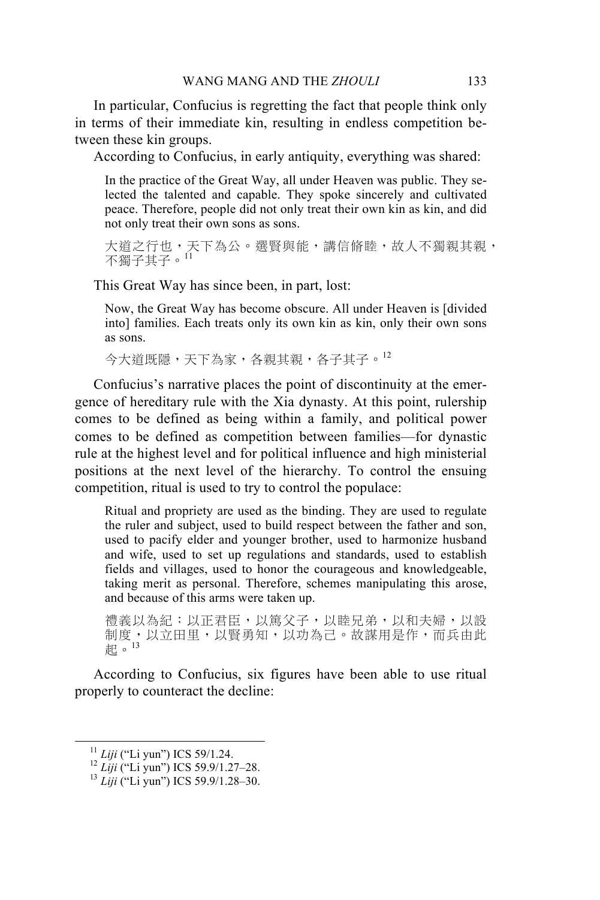In particular, Confucius is regretting the fact that people think only in terms of their immediate kin, resulting in endless competition between these kin groups.

According to Confucius, in early antiquity, everything was shared:

> In the practice of the Great Way, all under Heaven was public. They selected the talented and capable. They spoke sincerely and cultivated peace. Therefore, people did not only treat their own kin as kin, and did not only treat their own sons as sons.
>
> 大道之行也，天下為公。選賢與能，講信脩睦，故人不獨親其親，不獨子其子。[11]

This Great Way has since been, in part, lost:

> Now, the Great Way has become obscure. All under Heaven is [divided into] families. Each treats only its own kin as kin, only their own sons as sons.
>
> 今大道既隱，天下為家，各親其親，各子其子。[12]

Confucius's narrative places the point of discontinuity at the emergence of hereditary rule with the Xia dynasty. At this point, rulership comes to be defined as being within a family, and political power comes to be defined as competition between families—for dynastic rule at the highest level and for political influence and high ministerial positions at the next level of the hierarchy. To control the ensuing competition, ritual is used to try to control the populace:

> Ritual and propriety are used as the binding. They are used to regulate the ruler and subject, used to build respect between the father and son, used to pacify elder and younger brother, used to harmonize husband and wife, used to set up regulations and standards, used to establish fields and villages, used to honor the courageous and knowledgeable, taking merit as personal. Therefore, schemes manipulating this arose, and because of this arms were taken up.
>
> 禮義以為紀；以正君臣，以篤父子，以睦兄弟，以和夫婦，以設制度，以立田里，以賢勇知，以功為己。故謀用是作，而兵由此起。[13]

According to Confucius, six figures have been able to use ritual properly to counteract the decline:

---

[11] *Liji* ("Li yun") ICS 59/1.24.

[12] *Liji* ("Li yun") ICS 59.9/1.27–28.

[13] *Liji* ("Li yun") ICS 59.9/1.28–30.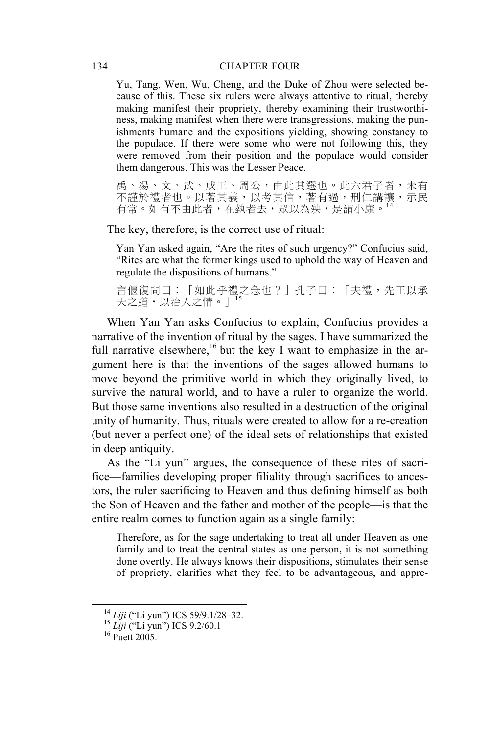> Yu, Tang, Wen, Wu, Cheng, and the Duke of Zhou were selected because of this. These six rulers were always attentive to ritual, thereby making manifest their propriety, thereby examining their trustworthiness, making manifest when there were transgressions, making the punishments humane and the expositions yielding, showing constancy to the populace. If there were some who were not following this, they were removed from their position and the populace would consider them dangerous. This was the Lesser Peace.
>
> 禹、湯、文、武、成王、周公，由此其選也。此六君子者，未有不謹於禮者也。以著其義，以考其信，著有過，刑仁講讓，示民有常。如有不由此者，在埶者去，眾以為殃，是謂小康。[14]

The key, therefore, is the correct use of ritual:

> Yan Yan asked again, "Are the rites of such urgency?" Confucius said, "Rites are what the former kings used to uphold the way of Heaven and regulate the dispositions of humans."
>
> 言偃復問曰：「如此乎禮之急也？」孔子曰：「夫禮，先王以承天之道，以治人之情。」[15]

When Yan Yan asks Confucius to explain, Confucius provides a narrative of the invention of ritual by the sages. I have summarized the full narrative elsewhere,[16] but the key I want to emphasize in the argument here is that the inventions of the sages allowed humans to move beyond the primitive world in which they originally lived, to survive the natural world, and to have a ruler to organize the world. But those same inventions also resulted in a destruction of the original unity of humanity. Thus, rituals were created to allow for a re-creation (but never a perfect one) of the ideal sets of relationships that existed in deep antiquity.

As the "Li yun" argues, the consequence of these rites of sacrifice—families developing proper filiality through sacrifices to ancestors, the ruler sacrificing to Heaven and thus defining himself as both the Son of Heaven and the father and mother of the people—is that the entire realm comes to function again as a single family:

> Therefore, as for the sage undertaking to treat all under Heaven as one family and to treat the central states as one person, it is not something done overtly. He always knows their dispositions, stimulates their sense of propriety, clarifies what they feel to be advantageous, and appre-

---

[14] *Liji* ("Li yun") ICS 59/9.1/28–32.

[15] *Liji* ("Li yun") ICS 9.2/60.1

[16] Puett 2005.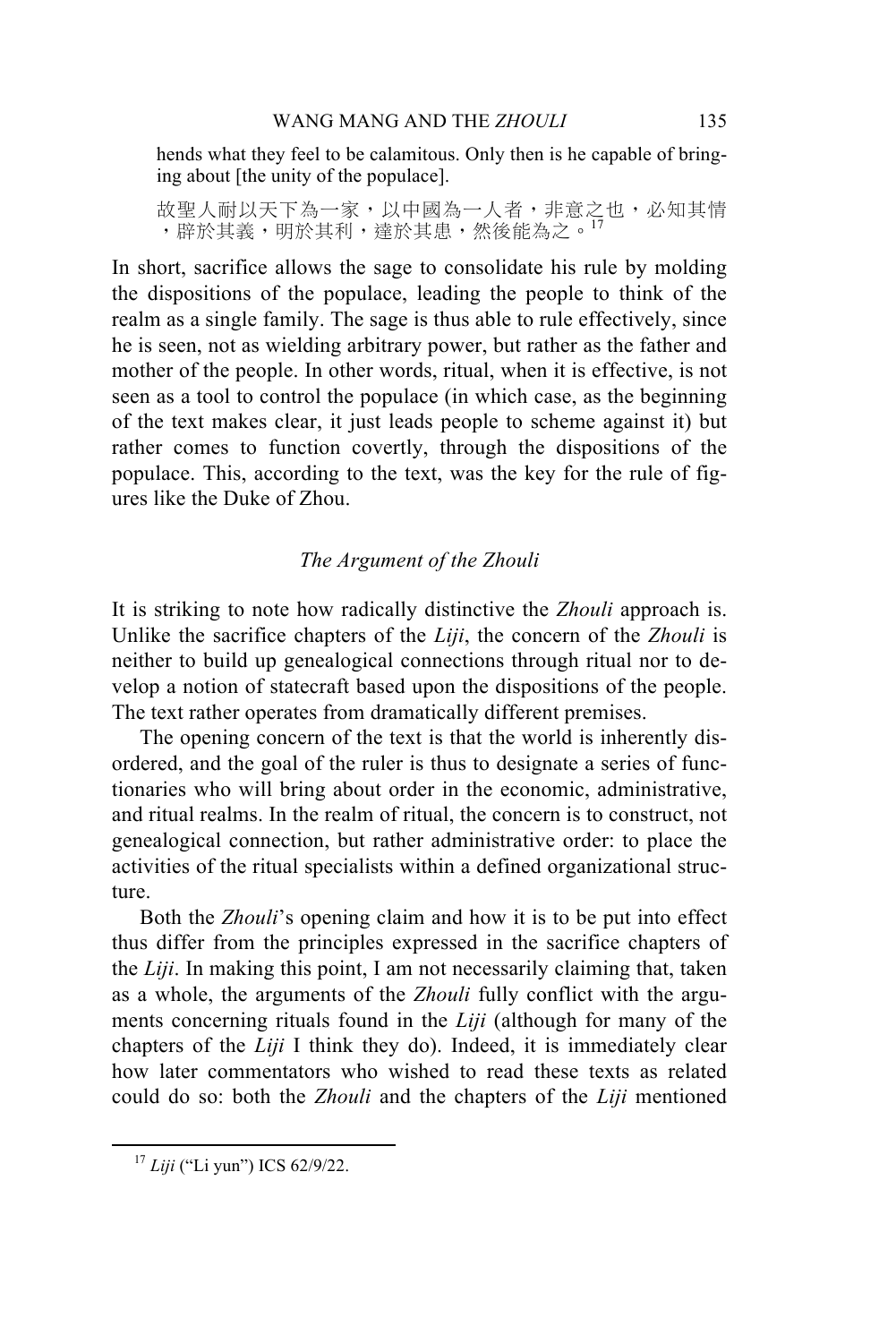hends what they feel to be calamitous. Only then is he capable of bringing about [the unity of the populace].

故聖人耐以天下為一家，以中國為一人者，非意之也，必知其情，辟於其義，明於其利，達於其患，然後能為之。[17]

In short, sacrifice allows the sage to consolidate his rule by molding the dispositions of the populace, leading the people to think of the realm as a single family. The sage is thus able to rule effectively, since he is seen, not as wielding arbitrary power, but rather as the father and mother of the people. In other words, ritual, when it is effective, is not seen as a tool to control the populace (in which case, as the beginning of the text makes clear, it just leads people to scheme against it) but rather comes to function covertly, through the dispositions of the populace. This, according to the text, was the key for the rule of figures like the Duke of Zhou.

## *The Argument of the Zhouli*

It is striking to note how radically distinctive the *Zhouli* approach is. Unlike the sacrifice chapters of the *Liji*, the concern of the *Zhouli* is neither to build up genealogical connections through ritual nor to develop a notion of statecraft based upon the dispositions of the people. The text rather operates from dramatically different premises.

The opening concern of the text is that the world is inherently disordered, and the goal of the ruler is thus to designate a series of functionaries who will bring about order in the economic, administrative, and ritual realms. In the realm of ritual, the concern is to construct, not genealogical connection, but rather administrative order: to place the activities of the ritual specialists within a defined organizational structure.

Both the *Zhouli*'s opening claim and how it is to be put into effect thus differ from the principles expressed in the sacrifice chapters of the *Liji*. In making this point, I am not necessarily claiming that, taken as a whole, the arguments of the *Zhouli* fully conflict with the arguments concerning rituals found in the *Liji* (although for many of the chapters of the *Liji* I think they do). Indeed, it is immediately clear how later commentators who wished to read these texts as related could do so: both the *Zhouli* and the chapters of the *Liji* mentioned

[17] *Liji* ("Li yun") ICS 62/9/22.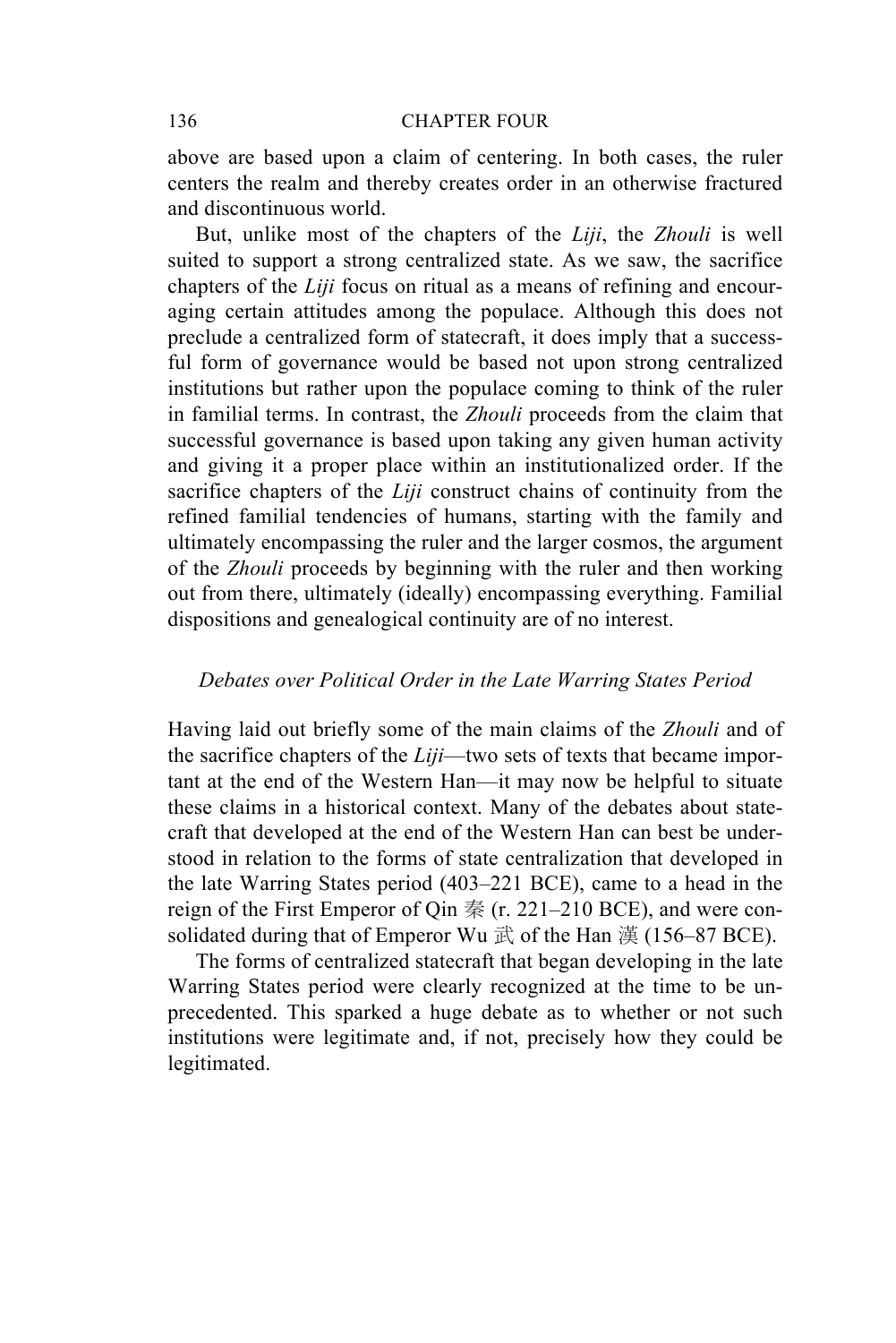above are based upon a claim of centering. In both cases, the ruler centers the realm and thereby creates order in an otherwise fractured and discontinuous world.

But, unlike most of the chapters of the *Liji*, the *Zhouli* is well suited to support a strong centralized state. As we saw, the sacrifice chapters of the *Liji* focus on ritual as a means of refining and encouraging certain attitudes among the populace. Although this does not preclude a centralized form of statecraft, it does imply that a successful form of governance would be based not upon strong centralized institutions but rather upon the populace coming to think of the ruler in familial terms. In contrast, the *Zhouli* proceeds from the claim that successful governance is based upon taking any given human activity and giving it a proper place within an institutionalized order. If the sacrifice chapters of the *Liji* construct chains of continuity from the refined familial tendencies of humans, starting with the family and ultimately encompassing the ruler and the larger cosmos, the argument of the *Zhouli* proceeds by beginning with the ruler and then working out from there, ultimately (ideally) encompassing everything. Familial dispositions and genealogical continuity are of no interest.

### *Debates over Political Order in the Late Warring States Period*

Having laid out briefly some of the main claims of the *Zhouli* and of the sacrifice chapters of the *Liji*—two sets of texts that became important at the end of the Western Han—it may now be helpful to situate these claims in a historical context. Many of the debates about statecraft that developed at the end of the Western Han can best be understood in relation to the forms of state centralization that developed in the late Warring States period (403–221 BCE), came to a head in the reign of the First Emperor of Qin 秦 (r. 221–210 BCE), and were consolidated during that of Emperor Wu 武 of the Han 漢 (156–87 BCE).

The forms of centralized statecraft that began developing in the late Warring States period were clearly recognized at the time to be unprecedented. This sparked a huge debate as to whether or not such institutions were legitimate and, if not, precisely how they could be legitimated.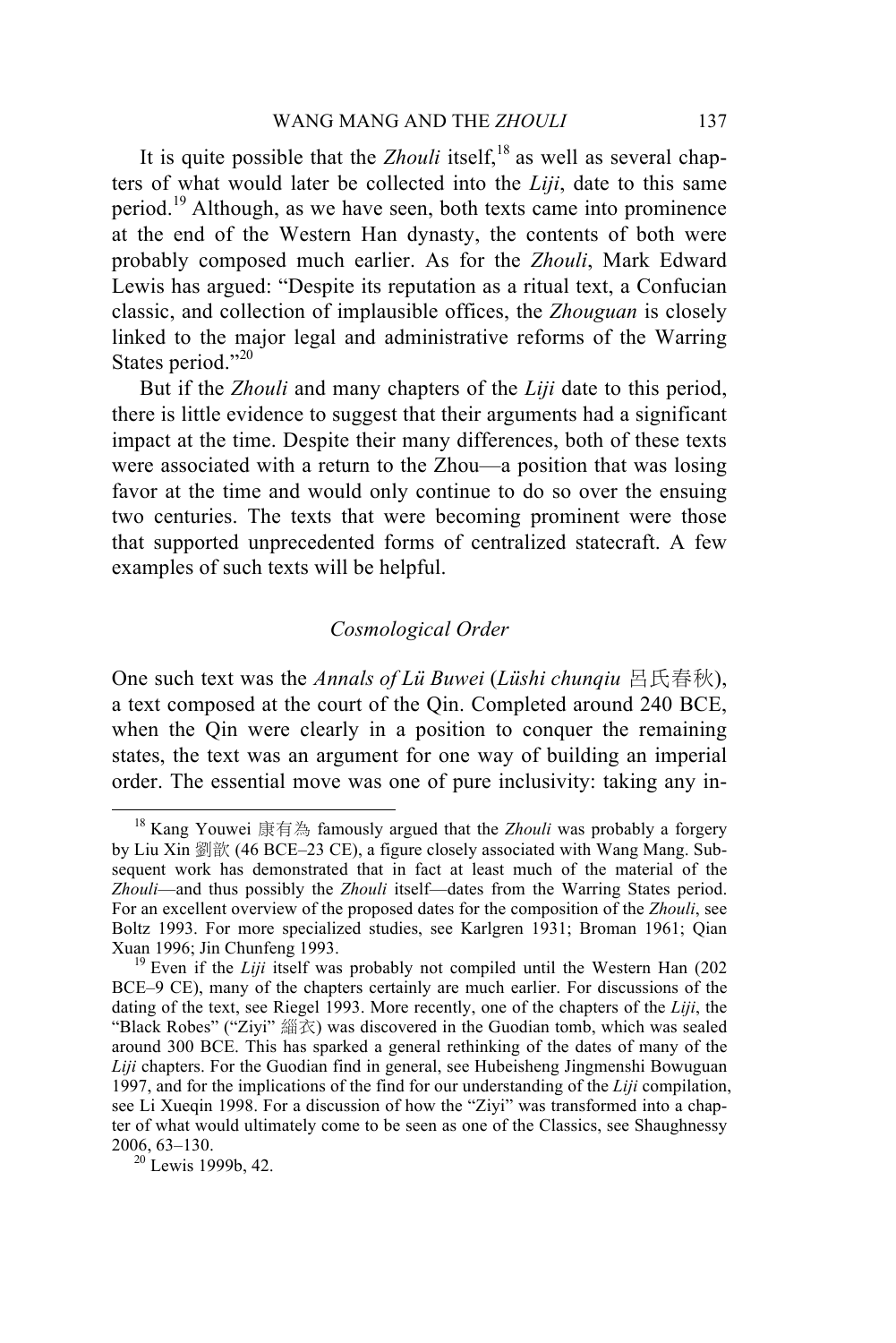It is quite possible that the *Zhouli* itself,[18] as well as several chapters of what would later be collected into the *Liji*, date to this same period.[19] Although, as we have seen, both texts came into prominence at the end of the Western Han dynasty, the contents of both were probably composed much earlier. As for the *Zhouli*, Mark Edward Lewis has argued: "Despite its reputation as a ritual text, a Confucian classic, and collection of implausible offices, the *Zhouguan* is closely linked to the major legal and administrative reforms of the Warring States period."[20]

But if the *Zhouli* and many chapters of the *Liji* date to this period, there is little evidence to suggest that their arguments had a significant impact at the time. Despite their many differences, both of these texts were associated with a return to the Zhou—a position that was losing favor at the time and would only continue to do so over the ensuing two centuries. The texts that were becoming prominent were those that supported unprecedented forms of centralized statecraft. A few examples of such texts will be helpful.

### *Cosmological Order*

One such text was the *Annals of Lü Buwei* (*Lüshi chunqiu* 呂氏春秋), a text composed at the court of the Qin. Completed around 240 BCE, when the Qin were clearly in a position to conquer the remaining states, the text was an argument for one way of building an imperial order. The essential move was one of pure inclusivity: taking any in-

---

[18] Kang Youwei 康有為 famously argued that the *Zhouli* was probably a forgery by Liu Xin 劉歆 (46 BCE–23 CE), a figure closely associated with Wang Mang. Subsequent work has demonstrated that in fact at least much of the material of the *Zhouli*—and thus possibly the *Zhouli* itself—dates from the Warring States period. For an excellent overview of the proposed dates for the composition of the *Zhouli*, see Boltz 1993. For more specialized studies, see Karlgren 1931; Broman 1961; Qian Xuan 1996; Jin Chunfeng 1993.

[19] Even if the *Liji* itself was probably not compiled until the Western Han (202 BCE–9 CE), many of the chapters certainly are much earlier. For discussions of the dating of the text, see Riegel 1993. More recently, one of the chapters of the *Liji*, the "Black Robes" ("Ziyi" 緇衣) was discovered in the Guodian tomb, which was sealed around 300 BCE. This has sparked a general rethinking of the dates of many of the *Liji* chapters. For the Guodian find in general, see Hubeisheng Jingmenshi Bowuguan 1997, and for the implications of the find for our understanding of the *Liji* compilation, see Li Xueqin 1998. For a discussion of how the "Ziyi" was transformed into a chapter of what would ultimately come to be seen as one of the Classics, see Shaughnessy 2006, 63–130.

[20] Lewis 1999b, 42.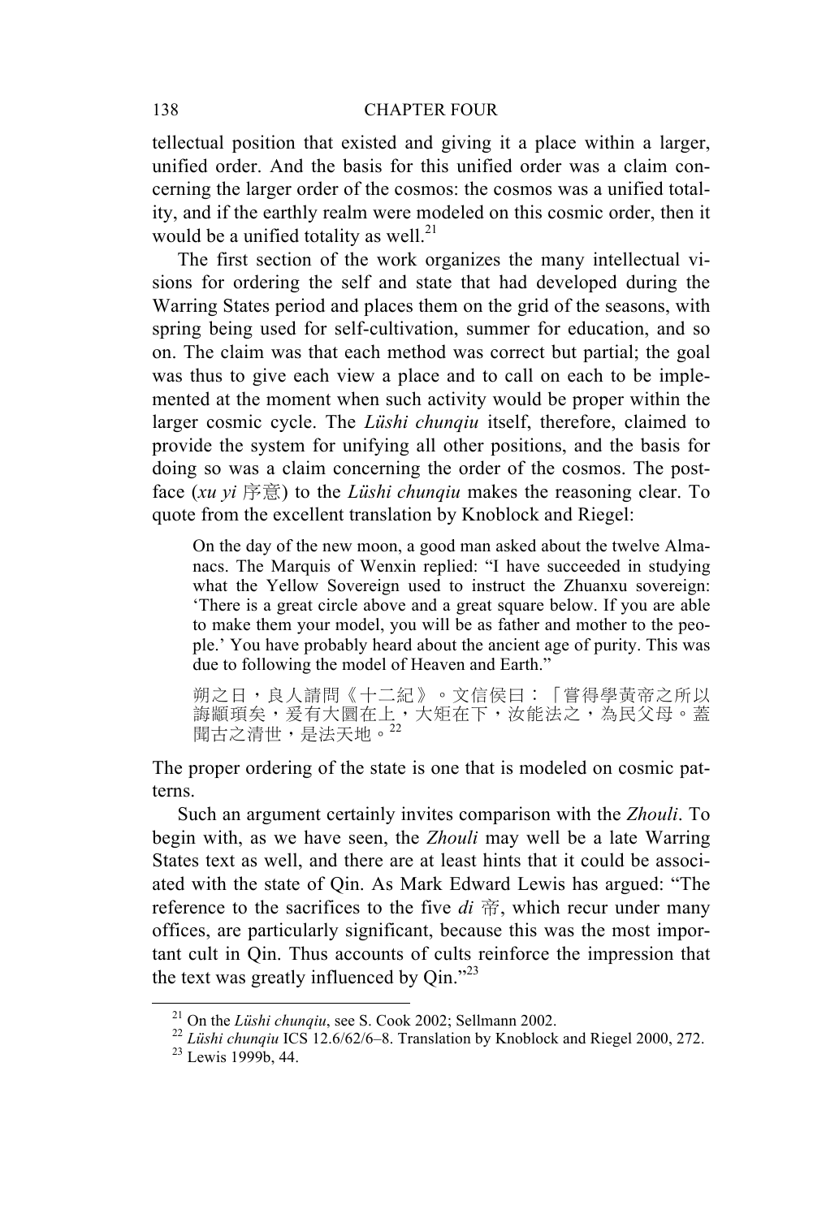tellectual position that existed and giving it a place within a larger, unified order. And the basis for this unified order was a claim concerning the larger order of the cosmos: the cosmos was a unified totality, and if the earthly realm were modeled on this cosmic order, then it would be a unified totality as well.[21]

The first section of the work organizes the many intellectual visions for ordering the self and state that had developed during the Warring States period and places them on the grid of the seasons, with spring being used for self-cultivation, summer for education, and so on. The claim was that each method was correct but partial; the goal was thus to give each view a place and to call on each to be implemented at the moment when such activity would be proper within the larger cosmic cycle. The *Lüshi chunqiu* itself, therefore, claimed to provide the system for unifying all other positions, and the basis for doing so was a claim concerning the order of the cosmos. The postface (*xu yi* 序意) to the *Lüshi chunqiu* makes the reasoning clear. To quote from the excellent translation by Knoblock and Riegel:

> On the day of the new moon, a good man asked about the twelve Almanacs. The Marquis of Wenxin replied: "I have succeeded in studying what the Yellow Sovereign used to instruct the Zhuanxu sovereign: 'There is a great circle above and a great square below. If you are able to make them your model, you will be as father and mother to the people.' You have probably heard about the ancient age of purity. This was due to following the model of Heaven and Earth."
>
> 朔之日，良人請問《十二紀》。文信侯曰：「嘗得學黃帝之所以誨顓頊矣，爰有大圜在上，大矩在下，汝能法之，為民父母。蓋聞古之清世，是法天地。[22]

The proper ordering of the state is one that is modeled on cosmic patterns.

Such an argument certainly invites comparison with the *Zhouli*. To begin with, as we have seen, the *Zhouli* may well be a late Warring States text as well, and there are at least hints that it could be associated with the state of Qin. As Mark Edward Lewis has argued: "The reference to the sacrifices to the five *di* 帝, which recur under many offices, are particularly significant, because this was the most important cult in Qin. Thus accounts of cults reinforce the impression that the text was greatly influenced by Qin."[23]

---

[21] On the *Lüshi chunqiu*, see S. Cook 2002; Sellmann 2002.

[22] *Lüshi chunqiu* ICS 12.6/62/6–8. Translation by Knoblock and Riegel 2000, 272.

[23] Lewis 1999b, 44.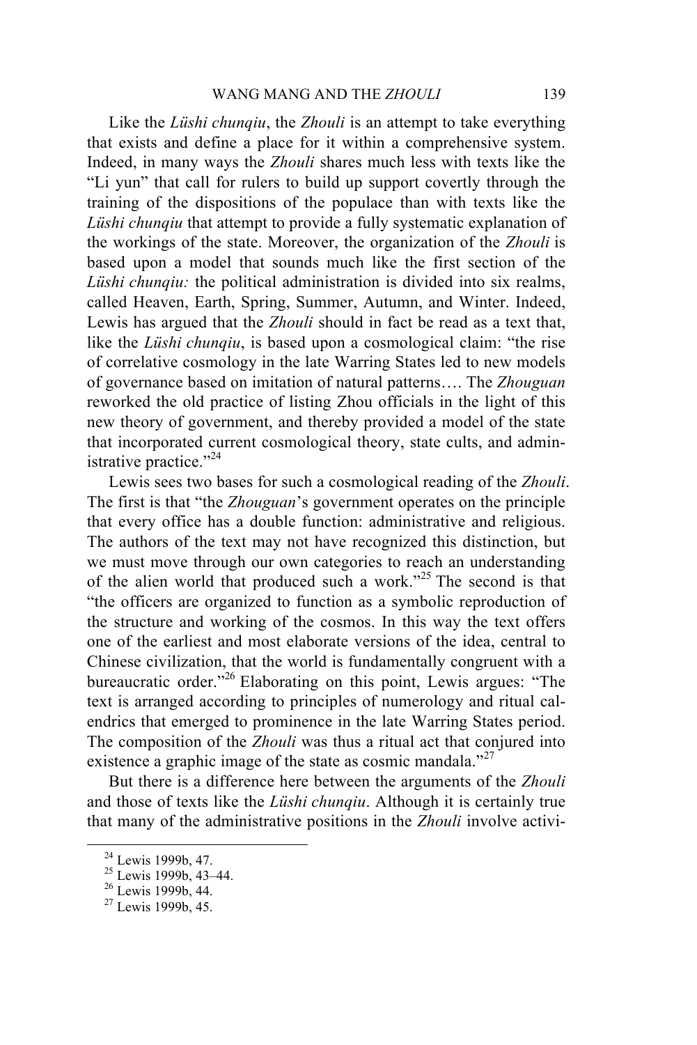Like the *Lüshi chunqiu*, the *Zhouli* is an attempt to take everything that exists and define a place for it within a comprehensive system. Indeed, in many ways the *Zhouli* shares much less with texts like the "Li yun" that call for rulers to build up support covertly through the training of the dispositions of the populace than with texts like the *Lüshi chunqiu* that attempt to provide a fully systematic explanation of the workings of the state. Moreover, the organization of the *Zhouli* is based upon a model that sounds much like the first section of the *Lüshi chunqiu:* the political administration is divided into six realms, called Heaven, Earth, Spring, Summer, Autumn, and Winter. Indeed, Lewis has argued that the *Zhouli* should in fact be read as a text that, like the *Lüshi chunqiu*, is based upon a cosmological claim: "the rise of correlative cosmology in the late Warring States led to new models of governance based on imitation of natural patterns…. The *Zhouguan* reworked the old practice of listing Zhou officials in the light of this new theory of government, and thereby provided a model of the state that incorporated current cosmological theory, state cults, and administrative practice."[24]

Lewis sees two bases for such a cosmological reading of the *Zhouli*. The first is that "the *Zhouguan*'s government operates on the principle that every office has a double function: administrative and religious. The authors of the text may not have recognized this distinction, but we must move through our own categories to reach an understanding of the alien world that produced such a work."[25] The second is that "the officers are organized to function as a symbolic reproduction of the structure and working of the cosmos. In this way the text offers one of the earliest and most elaborate versions of the idea, central to Chinese civilization, that the world is fundamentally congruent with a bureaucratic order."[26] Elaborating on this point, Lewis argues: "The text is arranged according to principles of numerology and ritual calendrics that emerged to prominence in the late Warring States period. The composition of the *Zhouli* was thus a ritual act that conjured into existence a graphic image of the state as cosmic mandala."[27]

But there is a difference here between the arguments of the *Zhouli* and those of texts like the *Lüshi chunqiu*. Although it is certainly true that many of the administrative positions in the *Zhouli* involve activi-

[24] Lewis 1999b, 47.
[25] Lewis 1999b, 43–44.
[26] Lewis 1999b, 44.
[27] Lewis 1999b, 45.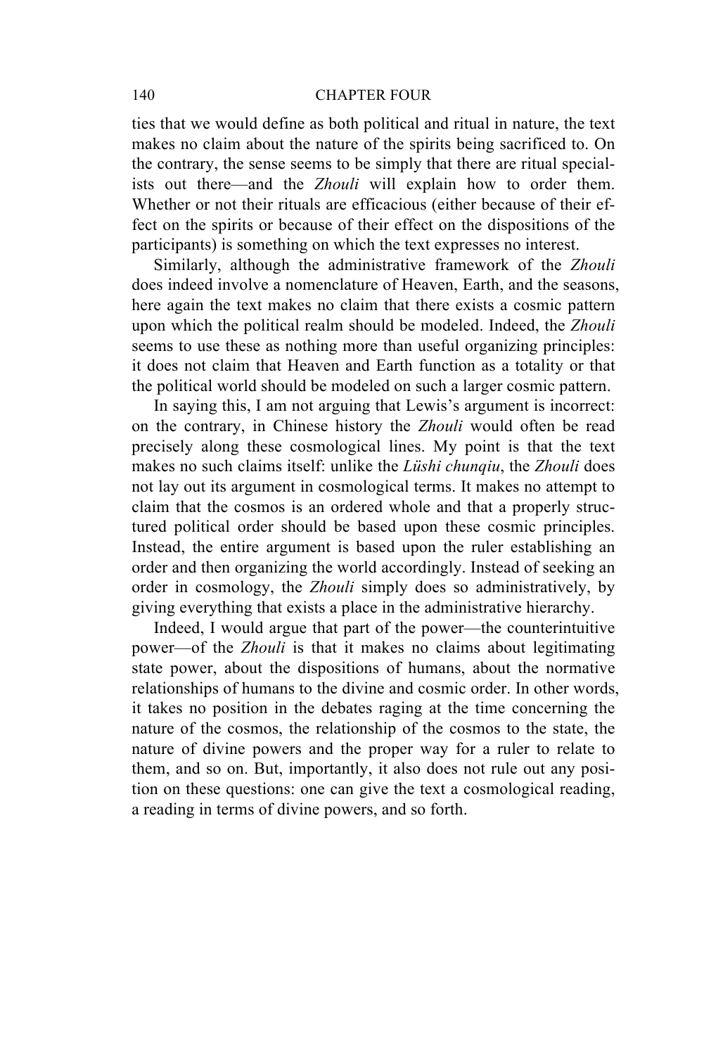ties that we would define as both political and ritual in nature, the text makes no claim about the nature of the spirits being sacrificed to. On the contrary, the sense seems to be simply that there are ritual specialists out there—and the *Zhouli* will explain how to order them. Whether or not their rituals are efficacious (either because of their effect on the spirits or because of their effect on the dispositions of the participants) is something on which the text expresses no interest.

Similarly, although the administrative framework of the *Zhouli* does indeed involve a nomenclature of Heaven, Earth, and the seasons, here again the text makes no claim that there exists a cosmic pattern upon which the political realm should be modeled. Indeed, the *Zhouli* seems to use these as nothing more than useful organizing principles: it does not claim that Heaven and Earth function as a totality or that the political world should be modeled on such a larger cosmic pattern.

In saying this, I am not arguing that Lewis's argument is incorrect: on the contrary, in Chinese history the *Zhouli* would often be read precisely along these cosmological lines. My point is that the text makes no such claims itself: unlike the *Lüshi chunqiu*, the *Zhouli* does not lay out its argument in cosmological terms. It makes no attempt to claim that the cosmos is an ordered whole and that a properly structured political order should be based upon these cosmic principles. Instead, the entire argument is based upon the ruler establishing an order and then organizing the world accordingly. Instead of seeking an order in cosmology, the *Zhouli* simply does so administratively, by giving everything that exists a place in the administrative hierarchy.

Indeed, I would argue that part of the power—the counterintuitive power—of the *Zhouli* is that it makes no claims about legitimating state power, about the dispositions of humans, about the normative relationships of humans to the divine and cosmic order. In other words, it takes no position in the debates raging at the time concerning the nature of the cosmos, the relationship of the cosmos to the state, the nature of divine powers and the proper way for a ruler to relate to them, and so on. But, importantly, it also does not rule out any position on these questions: one can give the text a cosmological reading, a reading in terms of divine powers, and so forth.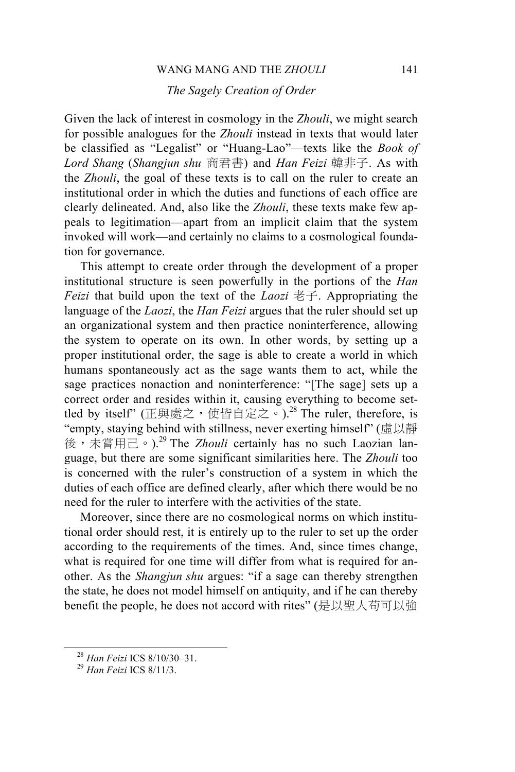### *The Sagely Creation of Order*

Given the lack of interest in cosmology in the *Zhouli*, we might search for possible analogues for the *Zhouli* instead in texts that would later be classified as "Legalist" or "Huang-Lao"—texts like the *Book of Lord Shang* (*Shangjun shu* 商君書) and *Han Feizi* 韓非子. As with the *Zhouli*, the goal of these texts is to call on the ruler to create an institutional order in which the duties and functions of each office are clearly delineated. And, also like the *Zhouli*, these texts make few appeals to legitimation—apart from an implicit claim that the system invoked will work—and certainly no claims to a cosmological foundation for governance.

This attempt to create order through the development of a proper institutional structure is seen powerfully in the portions of the *Han Feizi* that build upon the text of the *Laozi* 老子. Appropriating the language of the *Laozi*, the *Han Feizi* argues that the ruler should set up an organizational system and then practice noninterference, allowing the system to operate on its own. In other words, by setting up a proper institutional order, the sage is able to create a world in which humans spontaneously act as the sage wants them to act, while the sage practices nonaction and noninterference: "[The sage] sets up a correct order and resides within it, causing everything to become settled by itself" (正與處之，使皆自定之。).[28] The ruler, therefore, is "empty, staying behind with stillness, never exerting himself" (虛以靜後，未嘗用己。).[29] The *Zhouli* certainly has no such Laozian language, but there are some significant similarities here. The *Zhouli* too is concerned with the ruler's construction of a system in which the duties of each office are defined clearly, after which there would be no need for the ruler to interfere with the activities of the state.

Moreover, since there are no cosmological norms on which institutional order should rest, it is entirely up to the ruler to set up the order according to the requirements of the times. And, since times change, what is required for one time will differ from what is required for another. As the *Shangjun shu* argues: "if a sage can thereby strengthen the state, he does not model himself on antiquity, and if he can thereby benefit the people, he does not accord with rites" (是以聖人苟可以強

[28] *Han Feizi* ICS 8/10/30–31.

[29] *Han Feizi* ICS 8/11/3.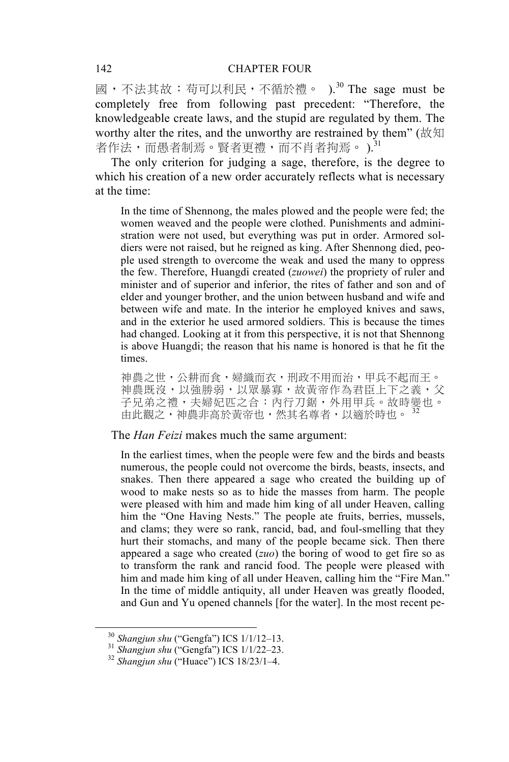國，不法其故；苟可以利民，不循於禮。 ).[30] The sage must be completely free from following past precedent: "Therefore, the knowledgeable create laws, and the stupid are regulated by them. The worthy alter the rites, and the unworthy are restrained by them" (故知者作法，而愚者制焉。賢者更禮，而不肖者拘焉。 ).[31]

The only criterion for judging a sage, therefore, is the degree to which his creation of a new order accurately reflects what is necessary at the time:

> In the time of Shennong, the males plowed and the people were fed; the women weaved and the people were clothed. Punishments and administration were not used, but everything was put in order. Armored soldiers were not raised, but he reigned as king. After Shennong died, people used strength to overcome the weak and used the many to oppress the few. Therefore, Huangdi created (*zuowei*) the propriety of ruler and minister and of superior and inferior, the rites of father and son and of elder and younger brother, and the union between husband and wife and between wife and mate. In the interior he employed knives and saws, and in the exterior he used armored soldiers. This is because the times had changed. Looking at it from this perspective, it is not that Shennong is above Huangdi; the reason that his name is honored is that he fit the times.
>
> 神農之世，公耕而食，婦織而衣，刑政不用而治，甲兵不起而王。神農既沒，以強勝弱，以眾暴寡，故黃帝作為君臣上下之義，父子兄弟之禮，夫婦妃匹之合；內行刀鋸，外用甲兵。故時變也。由此觀之，神農非高於黃帝也，然其名尊者，以適於時也。[32]

The *Han Feizi* makes much the same argument:

> In the earliest times, when the people were few and the birds and beasts numerous, the people could not overcome the birds, beasts, insects, and snakes. Then there appeared a sage who created the building up of wood to make nests so as to hide the masses from harm. The people were pleased with him and made him king of all under Heaven, calling him the "One Having Nests." The people ate fruits, berries, mussels, and clams; they were so rank, rancid, bad, and foul-smelling that they hurt their stomachs, and many of the people became sick. Then there appeared a sage who created (*zuo*) the boring of wood to get fire so as to transform the rank and rancid food. The people were pleased with him and made him king of all under Heaven, calling him the "Fire Man." In the time of middle antiquity, all under Heaven was greatly flooded, and Gun and Yu opened channels [for the water]. In the most recent pe-

---

[30] *Shangjun shu* ("Gengfa") ICS 1/1/12–13.

[31] *Shangjun shu* ("Gengfa") ICS 1/1/22–23.

[32] *Shangjun shu* ("Huace") ICS 18/23/1–4.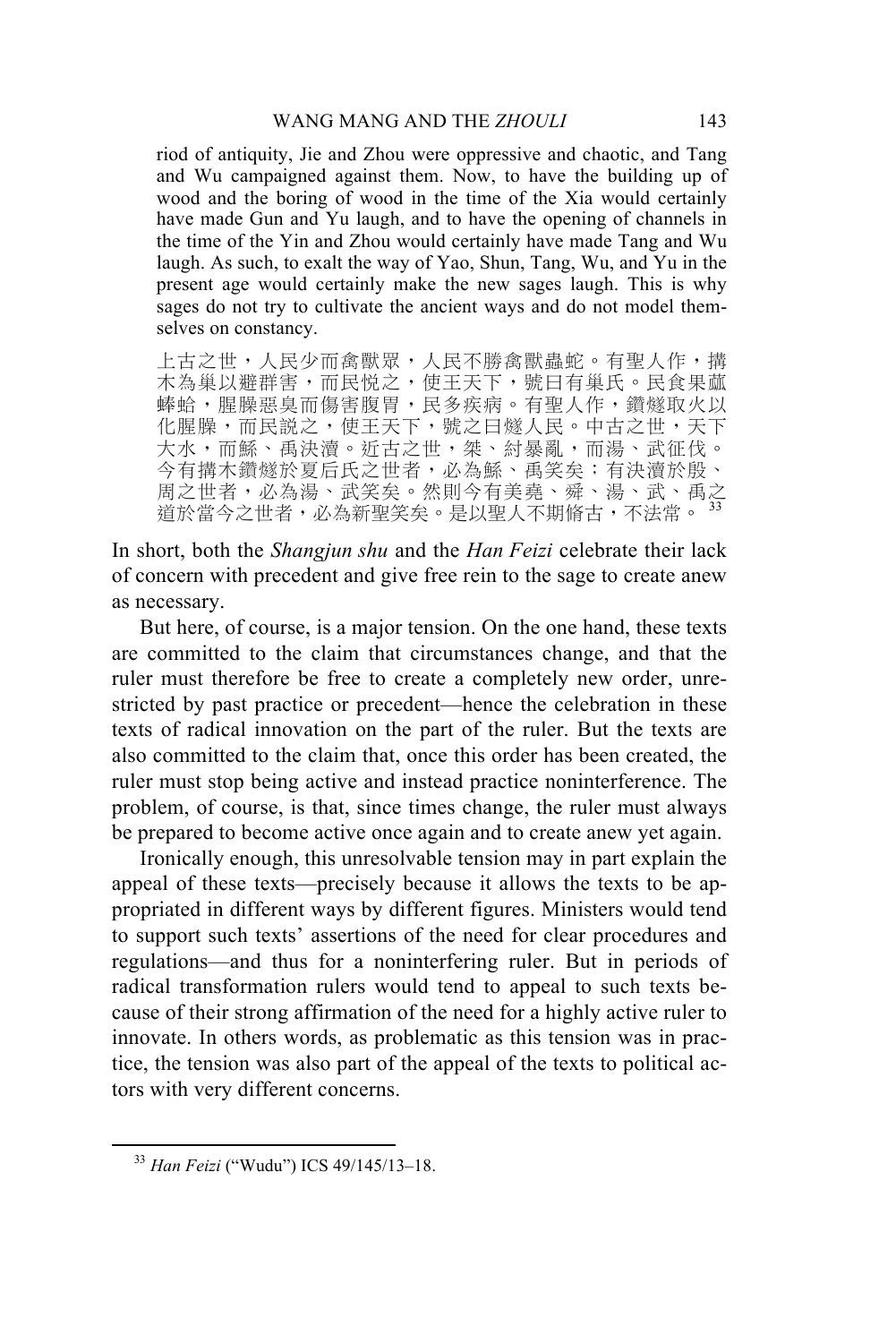riod of antiquity, Jie and Zhou were oppressive and chaotic, and Tang and Wu campaigned against them. Now, to have the building up of wood and the boring of wood in the time of the Xia would certainly have made Gun and Yu laugh, and to have the opening of channels in the time of the Yin and Zhou would certainly have made Tang and Wu laugh. As such, to exalt the way of Yao, Shun, Tang, Wu, and Yu in the present age would certainly make the new sages laugh. This is why sages do not try to cultivate the ancient ways and do not model themselves on constancy.

> 上古之世，人民少而禽獸眾，人民不勝禽獸蟲蛇。有聖人作，搆木為巢以避群害，而民悅之，使王天下，號曰有巢氏。民食果蓏蜯蛤，腥臊惡臭而傷害腹胃，民多疾病。有聖人作，鑽燧取火以化腥臊，而民説之，使王天下，號之曰燧人民。中古之世，天下大水，而鯀、禹決瀆。近古之世，桀、紂暴亂，而湯、武征伐。今有搆木鑽燧於夏后氏之世者，必為鯀、禹笑矣；有決瀆於殷、周之世者，必為湯、武笑矣。然則今有美堯、舜、湯、武、禹之道於當今之世者，必為新聖笑矣。是以聖人不期脩古，不法常。[33]

In short, both the *Shangjun shu* and the *Han Feizi* celebrate their lack of concern with precedent and give free rein to the sage to create anew as necessary.

But here, of course, is a major tension. On the one hand, these texts are committed to the claim that circumstances change, and that the ruler must therefore be free to create a completely new order, unrestricted by past practice or precedent—hence the celebration in these texts of radical innovation on the part of the ruler. But the texts are also committed to the claim that, once this order has been created, the ruler must stop being active and instead practice noninterference. The problem, of course, is that, since times change, the ruler must always be prepared to become active once again and to create anew yet again.

Ironically enough, this unresolvable tension may in part explain the appeal of these texts—precisely because it allows the texts to be appropriated in different ways by different figures. Ministers would tend to support such texts' assertions of the need for clear procedures and regulations—and thus for a noninterfering ruler. But in periods of radical transformation rulers would tend to appeal to such texts because of their strong affirmation of the need for a highly active ruler to innovate. In others words, as problematic as this tension was in practice, the tension was also part of the appeal of the texts to political actors with very different concerns.

[33] *Han Feizi* ("Wudu") ICS 49/145/13–18.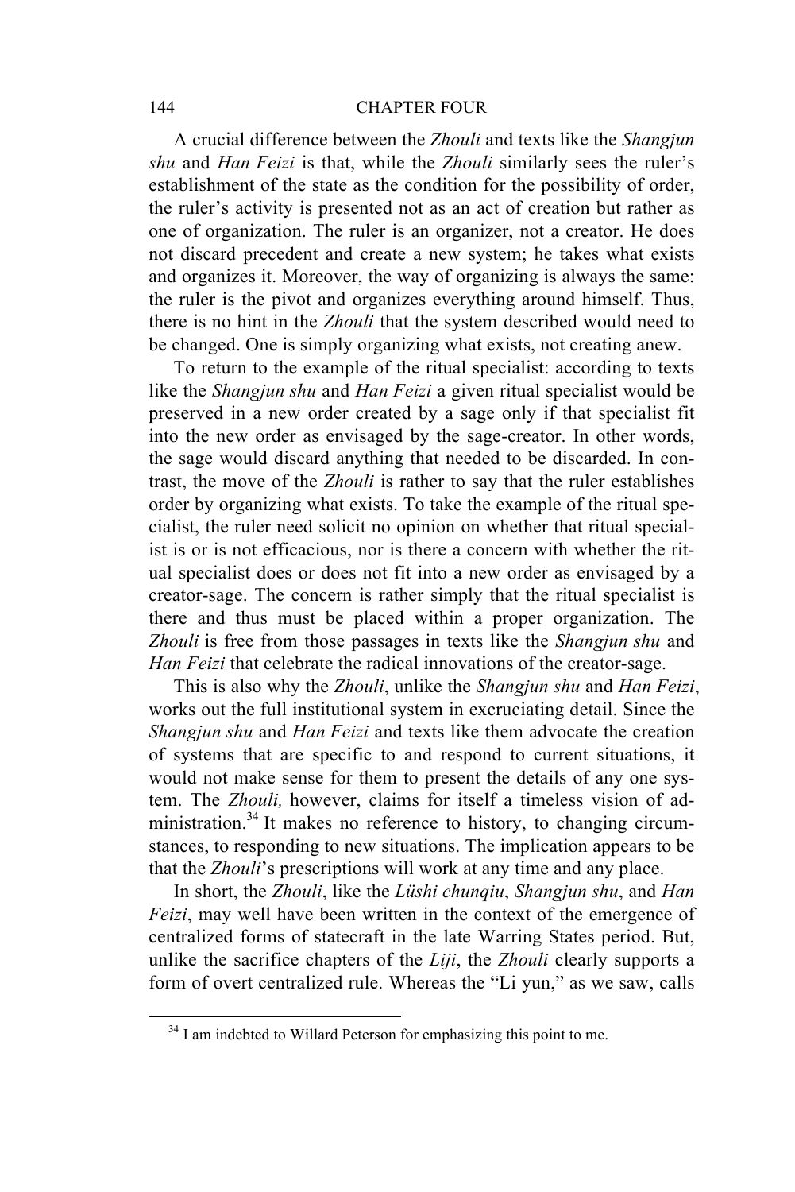A crucial difference between the *Zhouli* and texts like the *Shangjun shu* and *Han Feizi* is that, while the *Zhouli* similarly sees the ruler's establishment of the state as the condition for the possibility of order, the ruler's activity is presented not as an act of creation but rather as one of organization. The ruler is an organizer, not a creator. He does not discard precedent and create a new system; he takes what exists and organizes it. Moreover, the way of organizing is always the same: the ruler is the pivot and organizes everything around himself. Thus, there is no hint in the *Zhouli* that the system described would need to be changed. One is simply organizing what exists, not creating anew.

To return to the example of the ritual specialist: according to texts like the *Shangjun shu* and *Han Feizi* a given ritual specialist would be preserved in a new order created by a sage only if that specialist fit into the new order as envisaged by the sage-creator. In other words, the sage would discard anything that needed to be discarded. In contrast, the move of the *Zhouli* is rather to say that the ruler establishes order by organizing what exists. To take the example of the ritual specialist, the ruler need solicit no opinion on whether that ritual specialist is or is not efficacious, nor is there a concern with whether the ritual specialist does or does not fit into a new order as envisaged by a creator-sage. The concern is rather simply that the ritual specialist is there and thus must be placed within a proper organization. The *Zhouli* is free from those passages in texts like the *Shangjun shu* and *Han Feizi* that celebrate the radical innovations of the creator-sage.

This is also why the *Zhouli*, unlike the *Shangjun shu* and *Han Feizi*, works out the full institutional system in excruciating detail. Since the *Shangjun shu* and *Han Feizi* and texts like them advocate the creation of systems that are specific to and respond to current situations, it would not make sense for them to present the details of any one system. The *Zhouli,* however, claims for itself a timeless vision of administration.[34] It makes no reference to history, to changing circumstances, to responding to new situations. The implication appears to be that the *Zhouli*'s prescriptions will work at any time and any place.

In short, the *Zhouli*, like the *Lüshi chunqiu*, *Shangjun shu*, and *Han Feizi*, may well have been written in the context of the emergence of centralized forms of statecraft in the late Warring States period. But, unlike the sacrifice chapters of the *Liji*, the *Zhouli* clearly supports a form of overt centralized rule. Whereas the "Li yun," as we saw, calls

---

[34] I am indebted to Willard Peterson for emphasizing this point to me.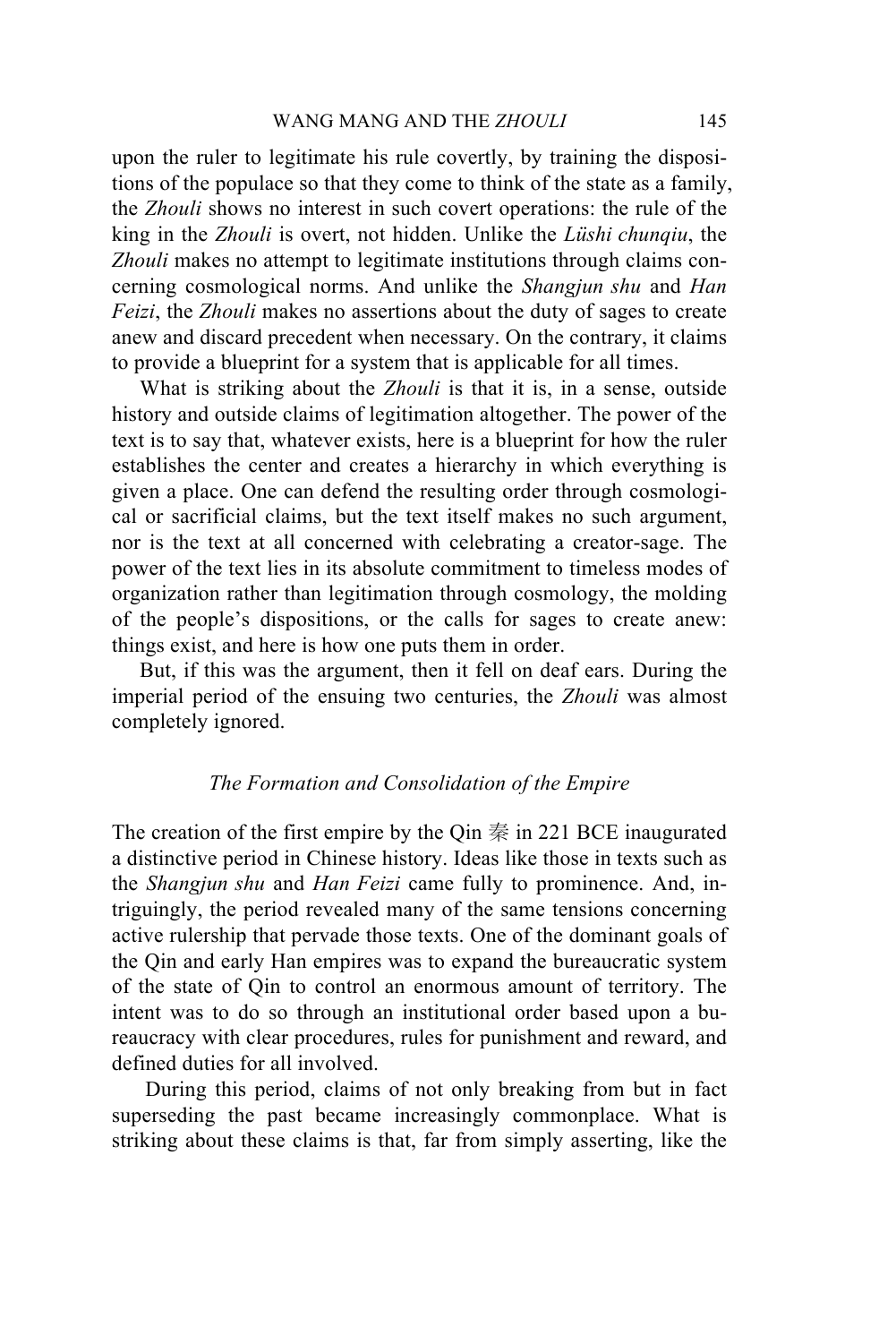upon the ruler to legitimate his rule covertly, by training the dispositions of the populace so that they come to think of the state as a family, the *Zhouli* shows no interest in such covert operations: the rule of the king in the *Zhouli* is overt, not hidden. Unlike the *Lüshi chunqiu*, the *Zhouli* makes no attempt to legitimate institutions through claims concerning cosmological norms. And unlike the *Shangjun shu* and *Han Feizi*, the *Zhouli* makes no assertions about the duty of sages to create anew and discard precedent when necessary. On the contrary, it claims to provide a blueprint for a system that is applicable for all times.

What is striking about the *Zhouli* is that it is, in a sense, outside history and outside claims of legitimation altogether. The power of the text is to say that, whatever exists, here is a blueprint for how the ruler establishes the center and creates a hierarchy in which everything is given a place. One can defend the resulting order through cosmological or sacrificial claims, but the text itself makes no such argument, nor is the text at all concerned with celebrating a creator-sage. The power of the text lies in its absolute commitment to timeless modes of organization rather than legitimation through cosmology, the molding of the people's dispositions, or the calls for sages to create anew: things exist, and here is how one puts them in order.

But, if this was the argument, then it fell on deaf ears. During the imperial period of the ensuing two centuries, the *Zhouli* was almost completely ignored.

### *The Formation and Consolidation of the Empire*

The creation of the first empire by the Qin 秦 in 221 BCE inaugurated a distinctive period in Chinese history. Ideas like those in texts such as the *Shangjun shu* and *Han Feizi* came fully to prominence. And, intriguingly, the period revealed many of the same tensions concerning active rulership that pervade those texts. One of the dominant goals of the Qin and early Han empires was to expand the bureaucratic system of the state of Qin to control an enormous amount of territory. The intent was to do so through an institutional order based upon a bureaucracy with clear procedures, rules for punishment and reward, and defined duties for all involved.

During this period, claims of not only breaking from but in fact superseding the past became increasingly commonplace. What is striking about these claims is that, far from simply asserting, like the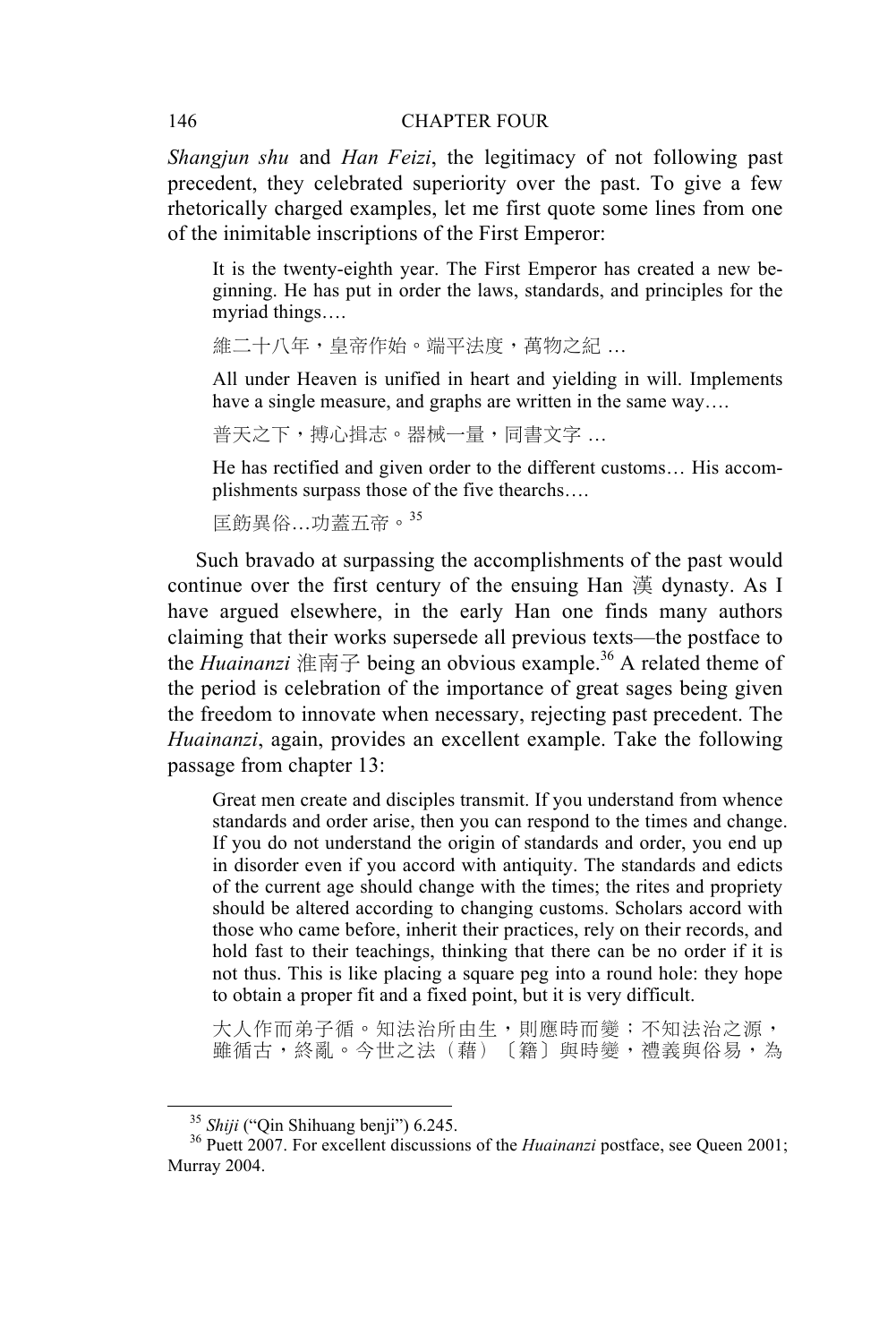*Shangjun shu* and *Han Feizi*, the legitimacy of not following past precedent, they celebrated superiority over the past. To give a few rhetorically charged examples, let me first quote some lines from one of the inimitable inscriptions of the First Emperor:

> It is the twenty-eighth year. The First Emperor has created a new beginning. He has put in order the laws, standards, and principles for the myriad things….
>
> 維二十八年，皇帝作始。端平法度，萬物之紀 …
>
> All under Heaven is unified in heart and yielding in will. Implements have a single measure, and graphs are written in the same way….
>
> 普天之下，摶心揖志。器械一量，同書文字 …
>
> He has rectified and given order to the different customs… His accomplishments surpass those of the five thearchs….
>
> 匡飭異俗…功蓋五帝。[35]

Such bravado at surpassing the accomplishments of the past would continue over the first century of the ensuing Han 漢 dynasty. As I have argued elsewhere, in the early Han one finds many authors claiming that their works supersede all previous texts—the postface to the *Huainanzi* 淮南子 being an obvious example.[36] A related theme of the period is celebration of the importance of great sages being given the freedom to innovate when necessary, rejecting past precedent. The *Huainanzi*, again, provides an excellent example. Take the following passage from chapter 13:

> Great men create and disciples transmit. If you understand from whence standards and order arise, then you can respond to the times and change. If you do not understand the origin of standards and order, you end up in disorder even if you accord with antiquity. The standards and edicts of the current age should change with the times; the rites and propriety should be altered according to changing customs. Scholars accord with those who came before, inherit their practices, rely on their records, and hold fast to their teachings, thinking that there can be no order if it is not thus. This is like placing a square peg into a round hole: they hope to obtain a proper fit and a fixed point, but it is very difficult.
>
> 大人作而弟子循。知法治所由生，則應時而變；不知法治之源，雖循古，終亂。今世之法（藉）〔籍〕與時變，禮義與俗易，為

---

[35] *Shiji* ("Qin Shihuang benji") 6.245.

[36] Puett 2007. For excellent discussions of the *Huainanzi* postface, see Queen 2001; Murray 2004.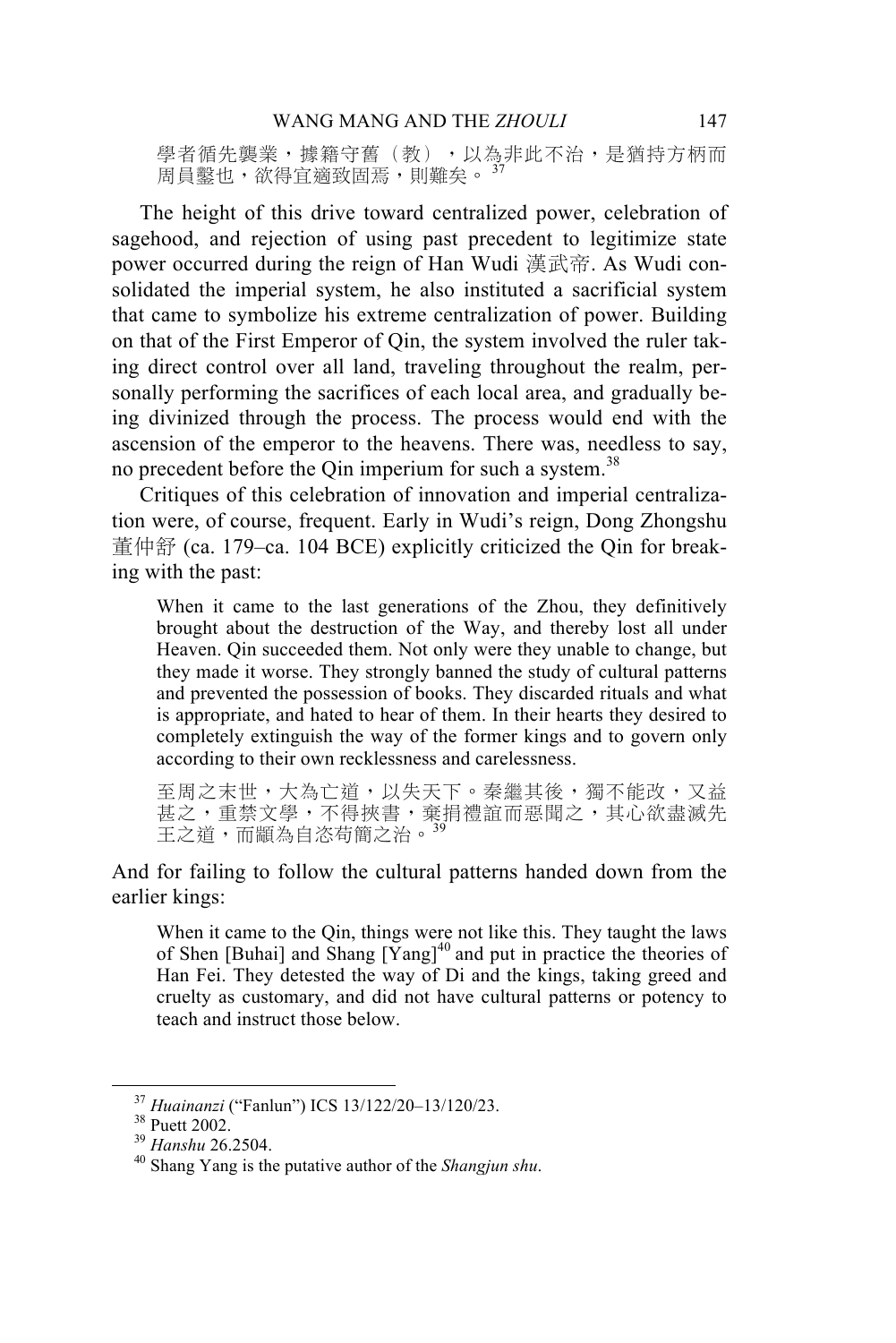學者循先襲業，據籍守舊（教），以為非此不治，是猶持方柄而周員鑿也，欲得宜適致固焉，則難矣。[37]

The height of this drive toward centralized power, celebration of sagehood, and rejection of using past precedent to legitimize state power occurred during the reign of Han Wudi 漢武帝. As Wudi consolidated the imperial system, he also instituted a sacrificial system that came to symbolize his extreme centralization of power. Building on that of the First Emperor of Qin, the system involved the ruler taking direct control over all land, traveling throughout the realm, personally performing the sacrifices of each local area, and gradually being divinized through the process. The process would end with the ascension of the emperor to the heavens. There was, needless to say, no precedent before the Qin imperium for such a system.[38]

Critiques of this celebration of innovation and imperial centralization were, of course, frequent. Early in Wudi's reign, Dong Zhongshu 董仲舒 (ca. 179–ca. 104 BCE) explicitly criticized the Qin for breaking with the past:

> When it came to the last generations of the Zhou, they definitively brought about the destruction of the Way, and thereby lost all under Heaven. Qin succeeded them. Not only were they unable to change, but they made it worse. They strongly banned the study of cultural patterns and prevented the possession of books. They discarded rituals and what is appropriate, and hated to hear of them. In their hearts they desired to completely extinguish the way of the former kings and to govern only according to their own recklessness and carelessness.
>
> 至周之末世，大為亡道，以失天下。秦繼其後，獨不能改，又益甚之，重禁文學，不得挾書，棄捐禮誼而惡聞之，其心欲盡滅先王之道，而顓為自恣苟簡之治。[39]

And for failing to follow the cultural patterns handed down from the earlier kings:

> When it came to the Qin, things were not like this. They taught the laws of Shen [Buhai] and Shang [Yang][40] and put in practice the theories of Han Fei. They detested the way of Di and the kings, taking greed and cruelty as customary, and did not have cultural patterns or potency to teach and instruct those below.

---

[37] *Huainanzi* ("Fanlun") ICS 13/122/20–13/120/23.

[38] Puett 2002.

[39] *Hanshu* 26.2504.

[40] Shang Yang is the putative author of the *Shangjun shu*.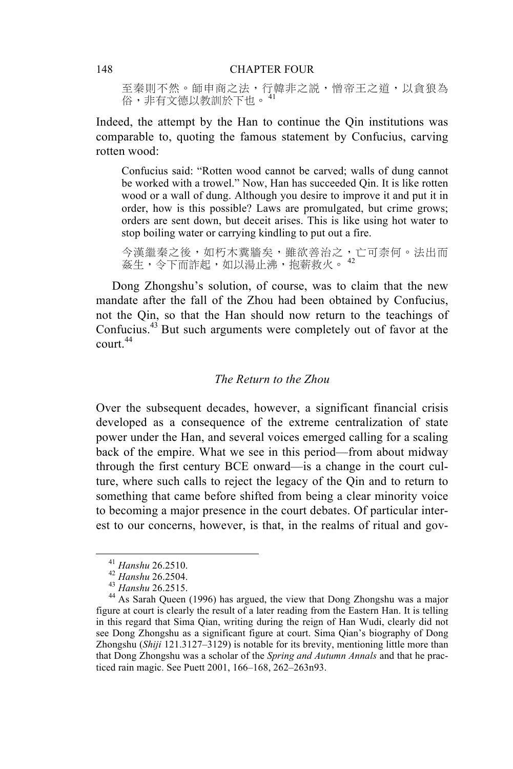> 至秦則不然。師申商之法，行韓非之說，憎帝王之道，以貪狼為俗，非有文德以教訓於下也。[41]

Indeed, the attempt by the Han to continue the Qin institutions was comparable to, quoting the famous statement by Confucius, carving rotten wood:

> Confucius said: "Rotten wood cannot be carved; walls of dung cannot be worked with a trowel." Now, Han has succeeded Qin. It is like rotten wood or a wall of dung. Although you desire to improve it and put it in order, how is this possible? Laws are promulgated, but crime grows; orders are sent down, but deceit arises. This is like using hot water to stop boiling water or carrying kindling to put out a fire.
>
> 今漢繼秦之後，如朽木糞牆矣，雖欲善治之，亡可奈何。法出而姦生，令下而詐起，如以湯止沸，抱薪救火。[42]

Dong Zhongshu's solution, of course, was to claim that the new mandate after the fall of the Zhou had been obtained by Confucius, not the Qin, so that the Han should now return to the teachings of Confucius.[43] But such arguments were completely out of favor at the court.[44]

## *The Return to the Zhou*

Over the subsequent decades, however, a significant financial crisis developed as a consequence of the extreme centralization of state power under the Han, and several voices emerged calling for a scaling back of the empire. What we see in this period—from about midway through the first century BCE onward—is a change in the court culture, where such calls to reject the legacy of the Qin and to return to something that came before shifted from being a clear minority voice to becoming a major presence in the court debates. Of particular interest to our concerns, however, is that, in the realms of ritual and gov-

---

[41] *Hanshu* 26.2510.

[42] *Hanshu* 26.2504.

[43] *Hanshu* 26.2515.

[44] As Sarah Queen (1996) has argued, the view that Dong Zhongshu was a major figure at court is clearly the result of a later reading from the Eastern Han. It is telling in this regard that Sima Qian, writing during the reign of Han Wudi, clearly did not see Dong Zhongshu as a significant figure at court. Sima Qian's biography of Dong Zhongshu (*Shiji* 121.3127–3129) is notable for its brevity, mentioning little more than that Dong Zhongshu was a scholar of the *Spring and Autumn Annals* and that he practiced rain magic. See Puett 2001, 166–168, 262–263n93.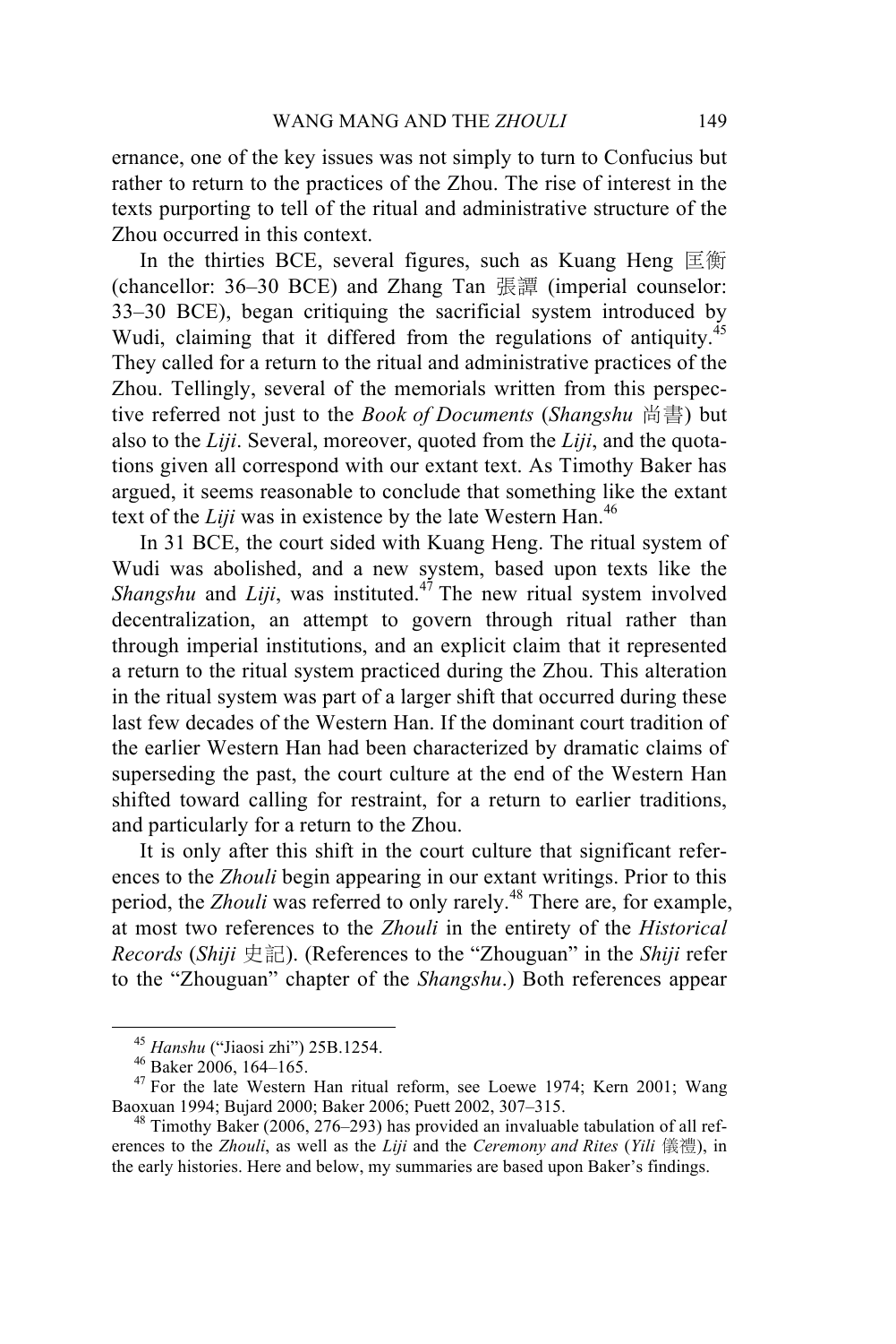ernance, one of the key issues was not simply to turn to Confucius but rather to return to the practices of the Zhou. The rise of interest in the texts purporting to tell of the ritual and administrative structure of the Zhou occurred in this context.

In the thirties BCE, several figures, such as Kuang Heng 匡衡 (chancellor: 36–30 BCE) and Zhang Tan 張譚 (imperial counselor: 33–30 BCE), began critiquing the sacrificial system introduced by Wudi, claiming that it differed from the regulations of antiquity.[45] They called for a return to the ritual and administrative practices of the Zhou. Tellingly, several of the memorials written from this perspective referred not just to the *Book of Documents* (*Shangshu* 尚書) but also to the *Liji*. Several, moreover, quoted from the *Liji*, and the quotations given all correspond with our extant text. As Timothy Baker has argued, it seems reasonable to conclude that something like the extant text of the *Liji* was in existence by the late Western Han.[46]

In 31 BCE, the court sided with Kuang Heng. The ritual system of Wudi was abolished, and a new system, based upon texts like the *Shangshu* and *Liji*, was instituted.[47] The new ritual system involved decentralization, an attempt to govern through ritual rather than through imperial institutions, and an explicit claim that it represented a return to the ritual system practiced during the Zhou. This alteration in the ritual system was part of a larger shift that occurred during these last few decades of the Western Han. If the dominant court tradition of the earlier Western Han had been characterized by dramatic claims of superseding the past, the court culture at the end of the Western Han shifted toward calling for restraint, for a return to earlier traditions, and particularly for a return to the Zhou.

It is only after this shift in the court culture that significant references to the *Zhouli* begin appearing in our extant writings. Prior to this period, the *Zhouli* was referred to only rarely.[48] There are, for example, at most two references to the *Zhouli* in the entirety of the *Historical Records* (*Shiji* 史記). (References to the "Zhouguan" in the *Shiji* refer to the "Zhouguan" chapter of the *Shangshu*.) Both references appear

---

[45] *Hanshu* ("Jiaosi zhi") 25B.1254.

[46] Baker 2006, 164–165.

[47] For the late Western Han ritual reform, see Loewe 1974; Kern 2001; Wang Baoxuan 1994; Bujard 2000; Baker 2006; Puett 2002, 307–315.

[48] Timothy Baker (2006, 276–293) has provided an invaluable tabulation of all references to the *Zhouli*, as well as the *Liji* and the *Ceremony and Rites* (*Yili* 儀禮), in the early histories. Here and below, my summaries are based upon Baker's findings.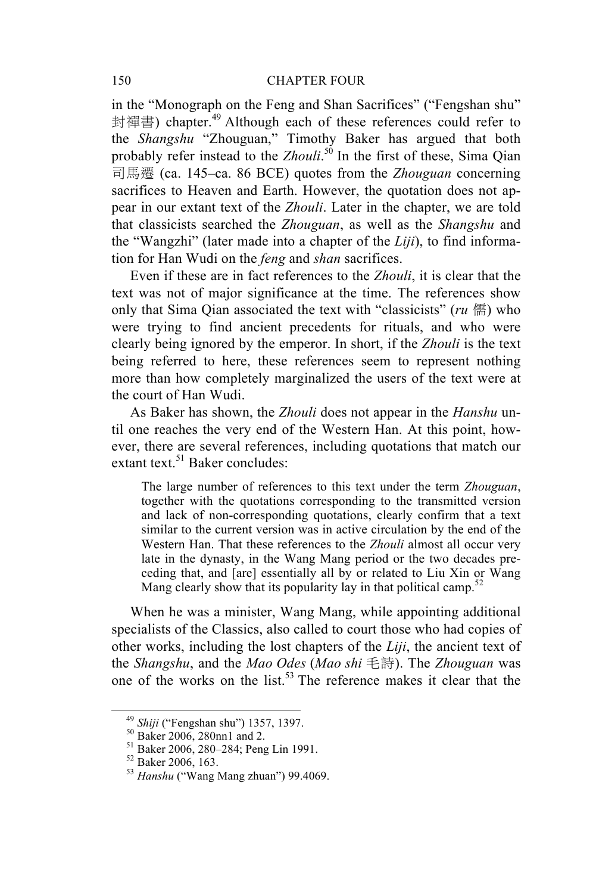in the "Monograph on the Feng and Shan Sacrifices" ("Fengshan shu" 封禪書) chapter.[49] Although each of these references could refer to the *Shangshu* "Zhouguan," Timothy Baker has argued that both probably refer instead to the *Zhouli*.[50] In the first of these, Sima Qian 司馬遷 (ca. 145–ca. 86 BCE) quotes from the *Zhouguan* concerning sacrifices to Heaven and Earth. However, the quotation does not appear in our extant text of the *Zhouli*. Later in the chapter, we are told that classicists searched the *Zhouguan*, as well as the *Shangshu* and the "Wangzhi" (later made into a chapter of the *Liji*), to find information for Han Wudi on the *feng* and *shan* sacrifices.

Even if these are in fact references to the *Zhouli*, it is clear that the text was not of major significance at the time. The references show only that Sima Qian associated the text with "classicists" (*ru* 儒) who were trying to find ancient precedents for rituals, and who were clearly being ignored by the emperor. In short, if the *Zhouli* is the text being referred to here, these references seem to represent nothing more than how completely marginalized the users of the text were at the court of Han Wudi.

As Baker has shown, the *Zhouli* does not appear in the *Hanshu* until one reaches the very end of the Western Han. At this point, however, there are several references, including quotations that match our extant text.[51] Baker concludes:

> The large number of references to this text under the term *Zhouguan*, together with the quotations corresponding to the transmitted version and lack of non-corresponding quotations, clearly confirm that a text similar to the current version was in active circulation by the end of the Western Han. That these references to the *Zhouli* almost all occur very late in the dynasty, in the Wang Mang period or the two decades preceding that, and [are] essentially all by or related to Liu Xin or Wang Mang clearly show that its popularity lay in that political camp.[52]

When he was a minister, Wang Mang, while appointing additional specialists of the Classics, also called to court those who had copies of other works, including the lost chapters of the *Liji*, the ancient text of the *Shangshu*, and the *Mao Odes* (*Mao shi* 毛詩). The *Zhouguan* was one of the works on the list.[53] The reference makes it clear that the

---

[49] *Shiji* ("Fengshan shu") 1357, 1397.

[50] Baker 2006, 280nn1 and 2.

[51] Baker 2006, 280–284; Peng Lin 1991.

[52] Baker 2006, 163.

[53] *Hanshu* ("Wang Mang zhuan") 99.4069.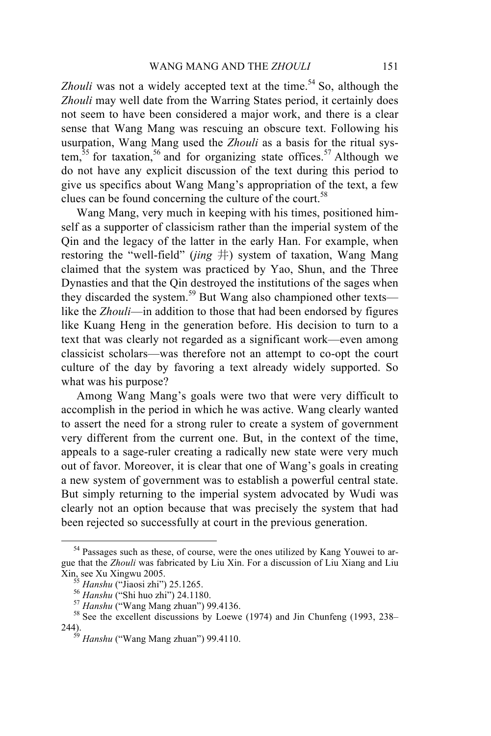*Zhouli* was not a widely accepted text at the time.[54] So, although the *Zhouli* may well date from the Warring States period, it certainly does not seem to have been considered a major work, and there is a clear sense that Wang Mang was rescuing an obscure text. Following his usurpation, Wang Mang used the *Zhouli* as a basis for the ritual system,[55] for taxation,[56] and for organizing state offices.[57] Although we do not have any explicit discussion of the text during this period to give us specifics about Wang Mang's appropriation of the text, a few clues can be found concerning the culture of the court.[58]

Wang Mang, very much in keeping with his times, positioned himself as a supporter of classicism rather than the imperial system of the Qin and the legacy of the latter in the early Han. For example, when restoring the "well-field" (*jing* 井) system of taxation, Wang Mang claimed that the system was practiced by Yao, Shun, and the Three Dynasties and that the Qin destroyed the institutions of the sages when they discarded the system.[59] But Wang also championed other texts—like the *Zhouli*—in addition to those that had been endorsed by figures like Kuang Heng in the generation before. His decision to turn to a text that was clearly not regarded as a significant work—even among classicist scholars—was therefore not an attempt to co-opt the court culture of the day by favoring a text already widely supported. So what was his purpose?

Among Wang Mang's goals were two that were very difficult to accomplish in the period in which he was active. Wang clearly wanted to assert the need for a strong ruler to create a system of government very different from the current one. But, in the context of the time, appeals to a sage-ruler creating a radically new state were very much out of favor. Moreover, it is clear that one of Wang's goals in creating a new system of government was to establish a powerful central state. But simply returning to the imperial system advocated by Wudi was clearly not an option because that was precisely the system that had been rejected so successfully at court in the previous generation.

---

[54] Passages such as these, of course, were the ones utilized by Kang Youwei to argue that the *Zhouli* was fabricated by Liu Xin. For a discussion of Liu Xiang and Liu Xin, see Xu Xingwu 2005.

[55] *Hanshu* ("Jiaosi zhi") 25.1265.

[56] *Hanshu* ("Shi huo zhi") 24.1180.

[57] *Hanshu* ("Wang Mang zhuan") 99.4136.

[58] See the excellent discussions by Loewe (1974) and Jin Chunfeng (1993, 238–244).

[59] *Hanshu* ("Wang Mang zhuan") 99.4110.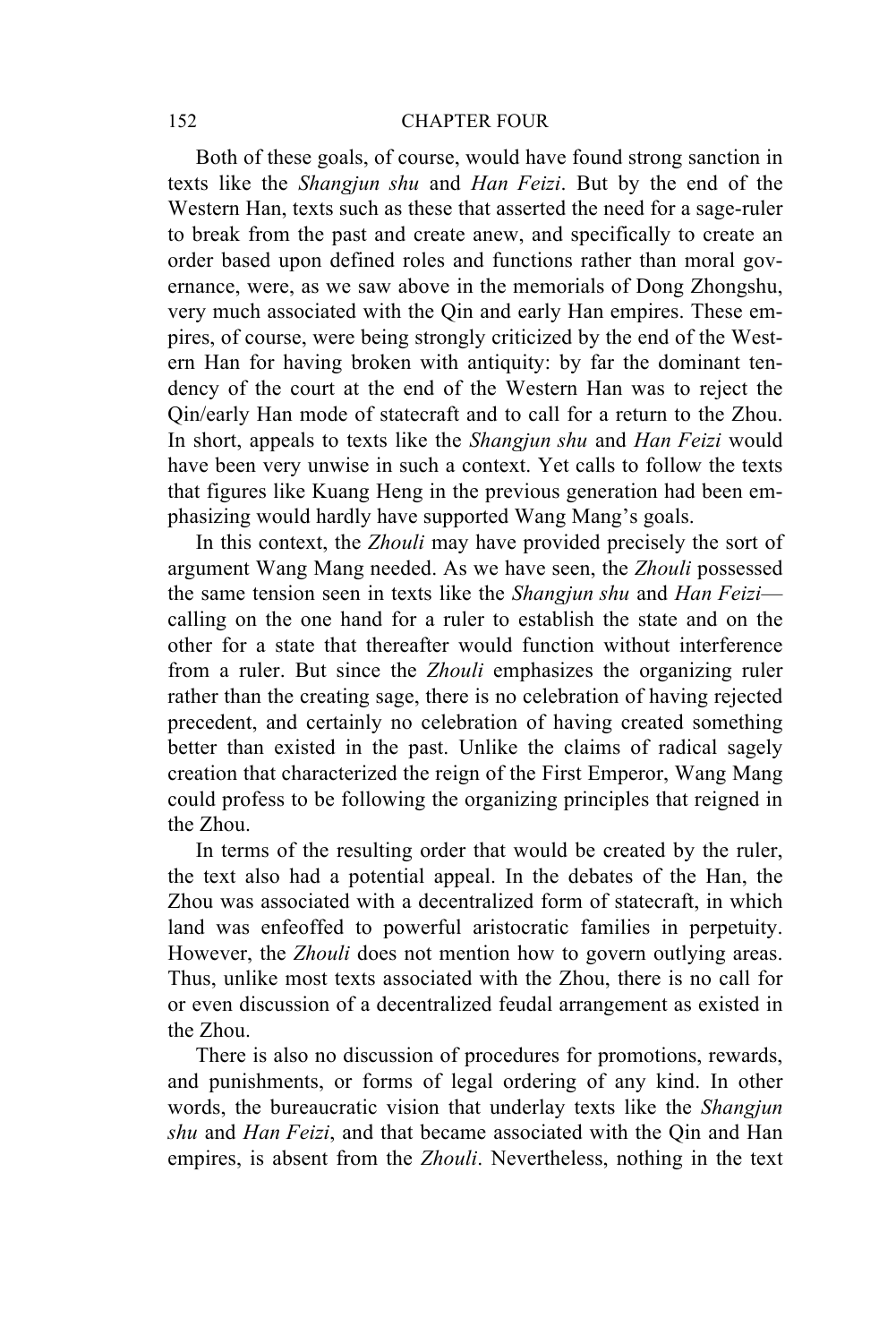Both of these goals, of course, would have found strong sanction in texts like the *Shangjun shu* and *Han Feizi*. But by the end of the Western Han, texts such as these that asserted the need for a sage-ruler to break from the past and create anew, and specifically to create an order based upon defined roles and functions rather than moral governance, were, as we saw above in the memorials of Dong Zhongshu, very much associated with the Qin and early Han empires. These empires, of course, were being strongly criticized by the end of the Western Han for having broken with antiquity: by far the dominant tendency of the court at the end of the Western Han was to reject the Qin/early Han mode of statecraft and to call for a return to the Zhou. In short, appeals to texts like the *Shangjun shu* and *Han Feizi* would have been very unwise in such a context. Yet calls to follow the texts that figures like Kuang Heng in the previous generation had been emphasizing would hardly have supported Wang Mang's goals.

In this context, the *Zhouli* may have provided precisely the sort of argument Wang Mang needed. As we have seen, the *Zhouli* possessed the same tension seen in texts like the *Shangjun shu* and *Han Feizi*—calling on the one hand for a ruler to establish the state and on the other for a state that thereafter would function without interference from a ruler. But since the *Zhouli* emphasizes the organizing ruler rather than the creating sage, there is no celebration of having rejected precedent, and certainly no celebration of having created something better than existed in the past. Unlike the claims of radical sagely creation that characterized the reign of the First Emperor, Wang Mang could profess to be following the organizing principles that reigned in the Zhou.

In terms of the resulting order that would be created by the ruler, the text also had a potential appeal. In the debates of the Han, the Zhou was associated with a decentralized form of statecraft, in which land was enfeoffed to powerful aristocratic families in perpetuity. However, the *Zhouli* does not mention how to govern outlying areas. Thus, unlike most texts associated with the Zhou, there is no call for or even discussion of a decentralized feudal arrangement as existed in the Zhou.

There is also no discussion of procedures for promotions, rewards, and punishments, or forms of legal ordering of any kind. In other words, the bureaucratic vision that underlay texts like the *Shangjun shu* and *Han Feizi*, and that became associated with the Qin and Han empires, is absent from the *Zhouli*. Nevertheless, nothing in the text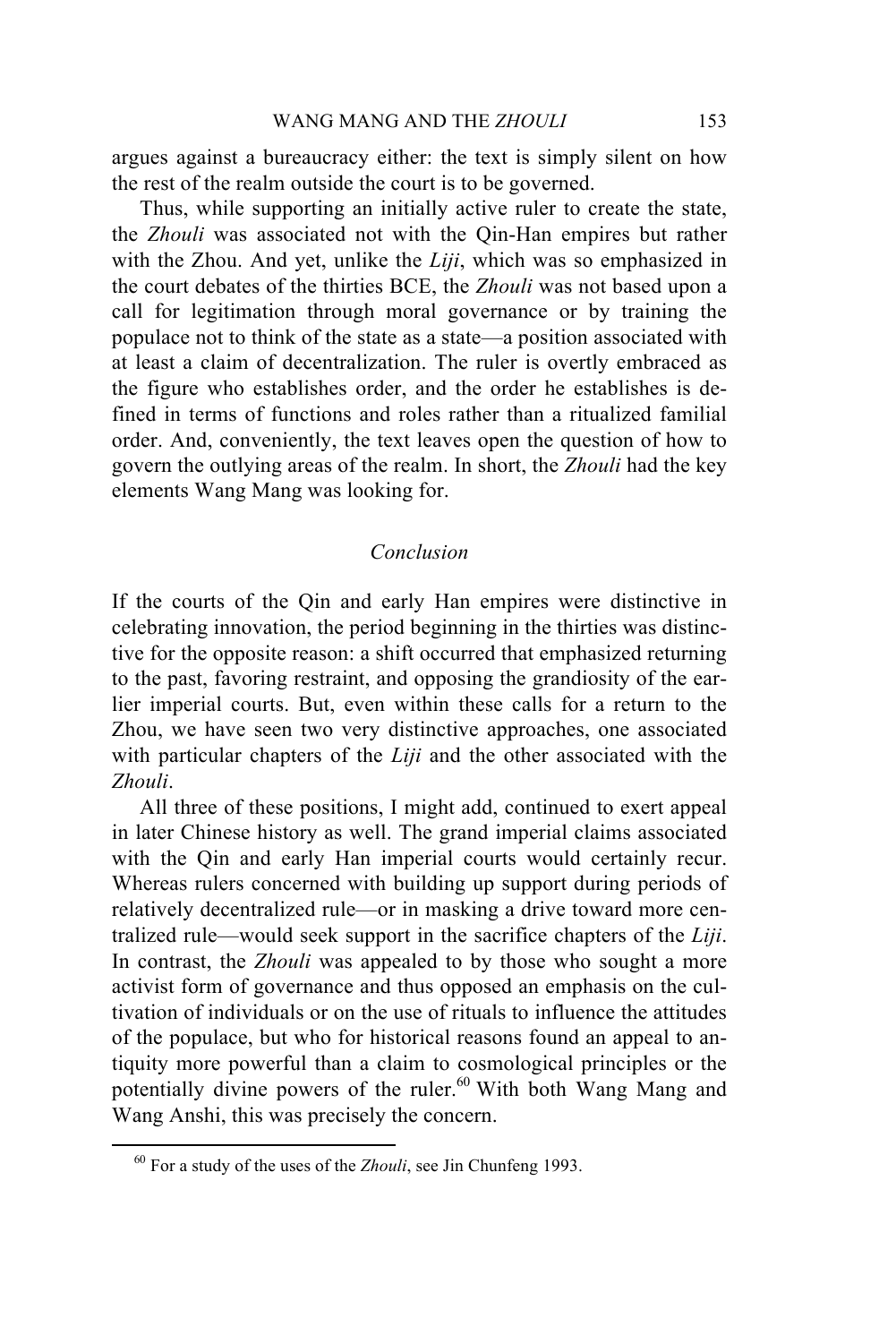argues against a bureaucracy either: the text is simply silent on how the rest of the realm outside the court is to be governed.

Thus, while supporting an initially active ruler to create the state, the *Zhouli* was associated not with the Qin-Han empires but rather with the Zhou. And yet, unlike the *Liji*, which was so emphasized in the court debates of the thirties BCE, the *Zhouli* was not based upon a call for legitimation through moral governance or by training the populace not to think of the state as a state—a position associated with at least a claim of decentralization. The ruler is overtly embraced as the figure who establishes order, and the order he establishes is defined in terms of functions and roles rather than a ritualized familial order. And, conveniently, the text leaves open the question of how to govern the outlying areas of the realm. In short, the *Zhouli* had the key elements Wang Mang was looking for.

## *Conclusion*

If the courts of the Qin and early Han empires were distinctive in celebrating innovation, the period beginning in the thirties was distinctive for the opposite reason: a shift occurred that emphasized returning to the past, favoring restraint, and opposing the grandiosity of the earlier imperial courts. But, even within these calls for a return to the Zhou, we have seen two very distinctive approaches, one associated with particular chapters of the *Liji* and the other associated with the *Zhouli*.

All three of these positions, I might add, continued to exert appeal in later Chinese history as well. The grand imperial claims associated with the Qin and early Han imperial courts would certainly recur. Whereas rulers concerned with building up support during periods of relatively decentralized rule—or in masking a drive toward more centralized rule—would seek support in the sacrifice chapters of the *Liji*. In contrast, the *Zhouli* was appealed to by those who sought a more activist form of governance and thus opposed an emphasis on the cultivation of individuals or on the use of rituals to influence the attitudes of the populace, but who for historical reasons found an appeal to antiquity more powerful than a claim to cosmological principles or the potentially divine powers of the ruler.[60] With both Wang Mang and Wang Anshi, this was precisely the concern.

---

[60] For a study of the uses of the *Zhouli*, see Jin Chunfeng 1993.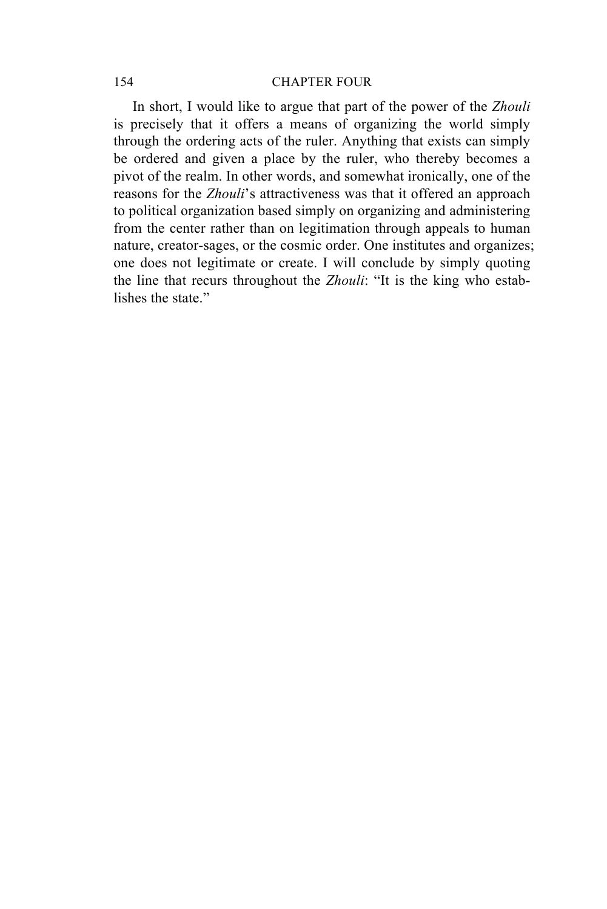In short, I would like to argue that part of the power of the *Zhouli* is precisely that it offers a means of organizing the world simply through the ordering acts of the ruler. Anything that exists can simply be ordered and given a place by the ruler, who thereby becomes a pivot of the realm. In other words, and somewhat ironically, one of the reasons for the *Zhouli*'s attractiveness was that it offered an approach to political organization based simply on organizing and administering from the center rather than on legitimation through appeals to human nature, creator-sages, or the cosmic order. One institutes and organizes; one does not legitimate or create. I will conclude by simply quoting the line that recurs throughout the *Zhouli*: "It is the king who establishes the state."